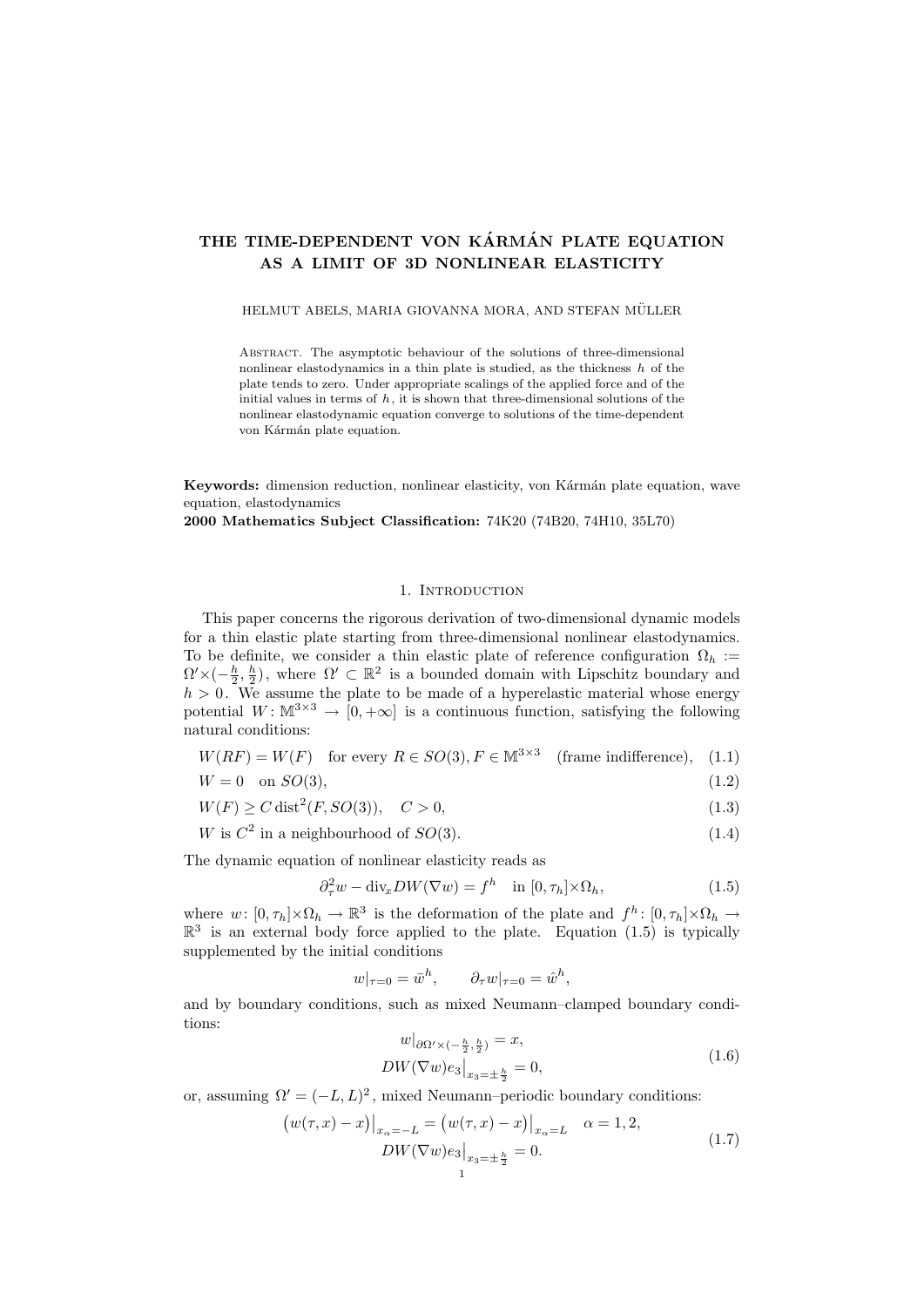# THE TIME-DEPENDENT VON KÁRMÁN PLATE EQUATION AS A LIMIT OF 3D NONLINEAR ELASTICITY

HELMUT ABELS, MARIA GIOVANNA MORA, AND STEFAN MÜLLER

Abstract. The asymptotic behaviour of the solutions of three-dimensional nonlinear elastodynamics in a thin plate is studied, as the thickness $h$ of the plate tends to zero. Under appropriate scalings of the applied force and of the initial values in terms of $h$, it is shown that three-dimensional solutions of the nonlinear elastodynamic equation converge to solutions of the time-dependent von Kármán plate equation.

**Keywords:** dimension reduction, nonlinear elasticity, von Kármán plate equation, wave equation, elastodynamics

**2000 Mathematics Subject Classification:** 74K20 (74B20, 74H10, 35L70)

## 1. Introduction

This paper concerns the rigorous derivation of two-dimensional dynamic models for a thin elastic plate starting from three-dimensional nonlinear elastodynamics. To be definite, we consider a thin elastic plate of reference configuration $\Omega_h := \Omega' \times (-\frac{h}{2}, \frac{h}{2})$, where $\Omega' \subset \mathbb{R}^2$ is a bounded domain with Lipschitz boundary and $h > 0$. We assume the plate to be made of a hyperelastic material whose energy potential $W : \mathbb{M}^{3\times 3} \to [0, +\infty]$ is a continuous function, satisfying the following natural conditions:

$$W(RF) = W(F) \quad \text{for every } R \in SO(3), F \in \mathbb{M}^{3\times 3} \quad \text{(frame indifference)}, \tag{1.1}$$

$$W = 0 \quad \text{on } SO(3), \tag{1.2}$$

$$W(F) \geq C \operatorname{dist}^2(F, SO(3)), \quad C > 0, \tag{1.3}$$

$$W \text{ is } C^2 \text{ in a neighbourhood of } SO(3). \tag{1.4}$$

The dynamic equation of nonlinear elasticity reads as

$$\partial_\tau^2 w - \operatorname{div}_x DW(\nabla w) = f^h \quad \text{in } [0, \tau_h] \times \Omega_h, \tag{1.5}$$

where $w : [0, \tau_h] \times \Omega_h \to \mathbb{R}^3$ is the deformation of the plate and $f^h : [0, \tau_h] \times \Omega_h \to \mathbb{R}^3$ is an external body force applied to the plate. Equation (1.5) is typically supplemented by the initial conditions

$$w|_{\tau=0} = \bar{w}^h, \qquad \partial_\tau w|_{\tau=0} = \hat{w}^h,$$

and by boundary conditions, such as mixed Neumann–clamped boundary conditions:

$$\begin{gathered} w|_{\partial\Omega' \times (-\frac{h}{2}, \frac{h}{2})} = x, \\ DW(\nabla w) e_3 \big|_{x_3 = \pm\frac{h}{2}} = 0, \end{gathered} \tag{1.6}$$

or, assuming $\Omega' = (-L, L)^2$, mixed Neumann–periodic boundary conditions:

$$\begin{gathered} \big(w(\tau, x) - x\big)\big|_{x_\alpha = -L} = \big(w(\tau, x) - x\big)\big|_{x_\alpha = L} \quad \alpha = 1, 2, \\ DW(\nabla w) e_3 \big|_{x_3 = \pm\frac{h}{2}} = 0. \end{gathered} \tag{1.7}$$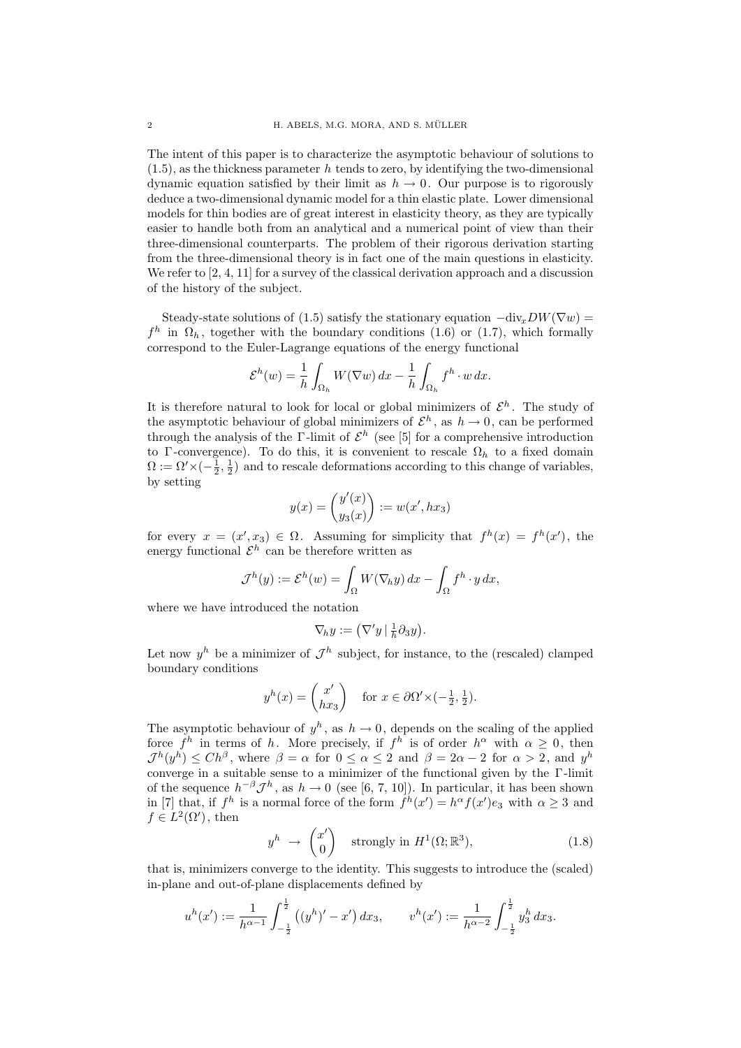The intent of this paper is to characterize the asymptotic behaviour of solutions to (1.5), as the thickness parameter $h$ tends to zero, by identifying the two-dimensional dynamic equation satisfied by their limit as $h \to 0$. Our purpose is to rigorously deduce a two-dimensional dynamic model for a thin elastic plate. Lower dimensional models for thin bodies are of great interest in elasticity theory, as they are typically easier to handle both from an analytical and a numerical point of view than their three-dimensional counterparts. The problem of their rigorous derivation starting from the three-dimensional theory is in fact one of the main questions in elasticity. We refer to [2, 4, 11] for a survey of the classical derivation approach and a discussion of the history of the subject.

Steady-state solutions of (1.5) satisfy the stationary equation $-\mathrm{div}_x DW(\nabla w) = f^h$ in $\Omega_h$, together with the boundary conditions (1.6) or (1.7), which formally correspond to the Euler-Lagrange equations of the energy functional

$$\mathcal{E}^h(w) = \frac{1}{h}\int_{\Omega_h} W(\nabla w)\,dx - \frac{1}{h}\int_{\Omega_h} f^h \cdot w\,dx.$$

It is therefore natural to look for local or global minimizers of $\mathcal{E}^h$. The study of the asymptotic behaviour of global minimizers of $\mathcal{E}^h$, as $h \to 0$, can be performed through the analysis of the $\Gamma$-limit of $\mathcal{E}^h$ (see [5] for a comprehensive introduction to $\Gamma$-convergence). To do this, it is convenient to rescale $\Omega_h$ to a fixed domain $\Omega := \Omega' \times (-\frac{1}{2}, \frac{1}{2})$ and to rescale deformations according to this change of variables, by setting

$$y(x) = \begin{pmatrix} y'(x) \\ y_3(x) \end{pmatrix} := w(x', hx_3)$$

for every $x = (x', x_3) \in \Omega$. Assuming for simplicity that $f^h(x) = f^h(x')$, the energy functional $\mathcal{E}^h$ can be therefore written as

$$\mathcal{J}^h(y) := \mathcal{E}^h(w) = \int_\Omega W(\nabla_h y)\,dx - \int_\Omega f^h \cdot y\,dx,$$

where we have introduced the notation

$$\nabla_h y := \big(\nabla' y \,|\, \tfrac{1}{h}\partial_3 y\big).$$

Let now $y^h$ be a minimizer of $\mathcal{J}^h$ subject, for instance, to the (rescaled) clamped boundary conditions

$$y^h(x) = \begin{pmatrix} x' \\ hx_3 \end{pmatrix} \quad \text{for } x \in \partial\Omega' \times (-\tfrac{1}{2}, \tfrac{1}{2}).$$

The asymptotic behaviour of $y^h$, as $h \to 0$, depends on the scaling of the applied force $f^h$ in terms of $h$. More precisely, if $f^h$ is of order $h^\alpha$ with $\alpha \geq 0$, then $\mathcal{J}^h(y^h) \leq Ch^\beta$, where $\beta = \alpha$ for $0 \leq \alpha \leq 2$ and $\beta = 2\alpha - 2$ for $\alpha > 2$, and $y^h$ converge in a suitable sense to a minimizer of the functional given by the $\Gamma$-limit of the sequence $h^{-\beta}\mathcal{J}^h$, as $h \to 0$ (see [6, 7, 10]). In particular, it has been shown in [7] that, if $f^h$ is a normal force of the form $f^h(x') = h^\alpha f(x') e_3$ with $\alpha \geq 3$ and $f \in L^2(\Omega')$, then

$$y^h \to \begin{pmatrix} x' \\ 0 \end{pmatrix} \quad \text{strongly in } H^1(\Omega; \mathbb{R}^3), \tag{1.8}$$

that is, minimizers converge to the identity. This suggests to introduce the (scaled) in-plane and out-of-plane displacements defined by

$$u^h(x') := \frac{1}{h^{\alpha-1}}\int_{-\frac{1}{2}}^{\frac{1}{2}} \big((y^h)' - x'\big)\,dx_3, \qquad v^h(x') := \frac{1}{h^{\alpha-2}}\int_{-\frac{1}{2}}^{\frac{1}{2}} y_3^h\,dx_3.$$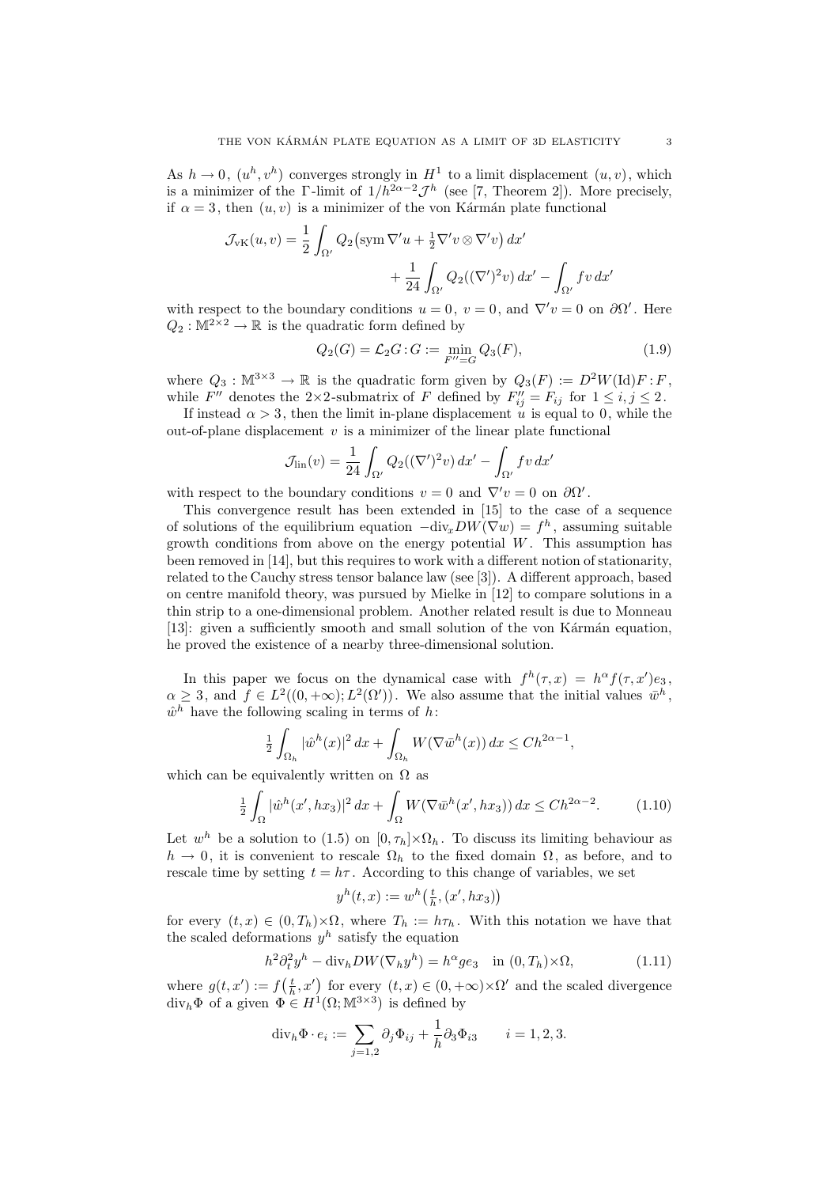As $h \to 0$, $(u^h, v^h)$ converges strongly in $H^1$ to a limit displacement $(u, v)$, which is a minimizer of the $\Gamma$-limit of $1/h^{2\alpha-2}\mathcal{J}^h$ (see [7, Theorem 2]). More precisely, if $\alpha = 3$, then $(u, v)$ is a minimizer of the von Kármán plate functional

$$\mathcal{J}_{\rm vK}(u,v) = \frac{1}{2}\int_{\Omega'} Q_2\big(\operatorname{sym}\nabla' u + \tfrac{1}{2}\nabla' v \otimes \nabla' v\big)\, dx' + \frac{1}{24}\int_{\Omega'} Q_2((\nabla')^2 v)\, dx' - \int_{\Omega'} f v\, dx'$$

with respect to the boundary conditions $u = 0$, $v = 0$, and $\nabla' v = 0$ on $\partial\Omega'$. Here $Q_2 : \mathbb{M}^{2\times 2} \to \mathbb{R}$ is the quadratic form defined by

$$Q_2(G) = \mathcal{L}_2 G : G := \min_{F''=G} Q_3(F), \tag{1.9}$$

where $Q_3 : \mathbb{M}^{3\times 3} \to \mathbb{R}$ is the quadratic form given by $Q_3(F) := D^2W(\mathrm{Id})F : F$, while $F''$ denotes the $2\times 2$-submatrix of $F$ defined by $F''_{ij} = F_{ij}$ for $1 \le i, j \le 2$.

If instead $\alpha > 3$, then the limit in-plane displacement $u$ is equal to $0$, while the out-of-plane displacement $v$ is a minimizer of the linear plate functional

$$\mathcal{J}_{\rm lin}(v) = \frac{1}{24}\int_{\Omega'} Q_2((\nabla')^2 v)\, dx' - \int_{\Omega'} f v\, dx'$$

with respect to the boundary conditions $v = 0$ and $\nabla' v = 0$ on $\partial\Omega'$.

This convergence result has been extended in [15] to the case of a sequence of solutions of the equilibrium equation $-\mathrm{div}_x DW(\nabla w) = f^h$, assuming suitable growth conditions from above on the energy potential $W$. This assumption has been removed in [14], but this requires to work with a different notion of stationarity, related to the Cauchy stress tensor balance law (see [3]). A different approach, based on centre manifold theory, was pursued by Mielke in [12] to compare solutions in a thin strip to a one-dimensional problem. Another related result is due to Monneau [13]: given a sufficiently smooth and small solution of the von Kármán equation, he proved the existence of a nearby three-dimensional solution.

In this paper we focus on the dynamical case with $f^h(\tau, x) = h^\alpha f(\tau, x')e_3$, $\alpha \ge 3$, and $f \in L^2((0,+\infty); L^2(\Omega'))$. We also assume that the initial values $\bar{w}^h$, $\hat{w}^h$ have the following scaling in terms of $h$:

$$\tfrac{1}{2}\int_{\Omega_h} |\hat{w}^h(x)|^2\, dx + \int_{\Omega_h} W(\nabla \bar{w}^h(x))\, dx \le C h^{2\alpha-1},$$

which can be equivalently written on $\Omega$ as

$$\tfrac{1}{2}\int_{\Omega} |\hat{w}^h(x', hx_3)|^2\, dx + \int_{\Omega} W(\nabla \bar{w}^h(x', hx_3))\, dx \le C h^{2\alpha-2}. \tag{1.10}$$

Let $w^h$ be a solution to (1.5) on $[0, \tau_h]\times\Omega_h$. To discuss its limiting behaviour as $h \to 0$, it is convenient to rescale $\Omega_h$ to the fixed domain $\Omega$, as before, and to rescale time by setting $t = h\tau$. According to this change of variables, we set

$$y^h(t,x) := w^h\big(\tfrac{t}{h}, (x', hx_3)\big)$$

for every $(t, x) \in (0, T_h)\times\Omega$, where $T_h := h\tau_h$. With this notation we have that the scaled deformations $y^h$ satisfy the equation

$$h^2\partial_t^2 y^h - \mathrm{div}_h DW(\nabla_h y^h) = h^\alpha g e_3 \quad \text{in } (0, T_h)\times\Omega, \tag{1.11}$$

where $g(t, x') := f\big(\frac{t}{h}, x'\big)$ for every $(t, x) \in (0, +\infty)\times\Omega'$ and the scaled divergence $\mathrm{div}_h\Phi$ of a given $\Phi \in H^1(\Omega; \mathbb{M}^{3\times 3})$ is defined by

$$\mathrm{div}_h\Phi \cdot e_i := \sum_{j=1,2} \partial_j \Phi_{ij} + \frac{1}{h}\partial_3 \Phi_{i3} \qquad i = 1, 2, 3.$$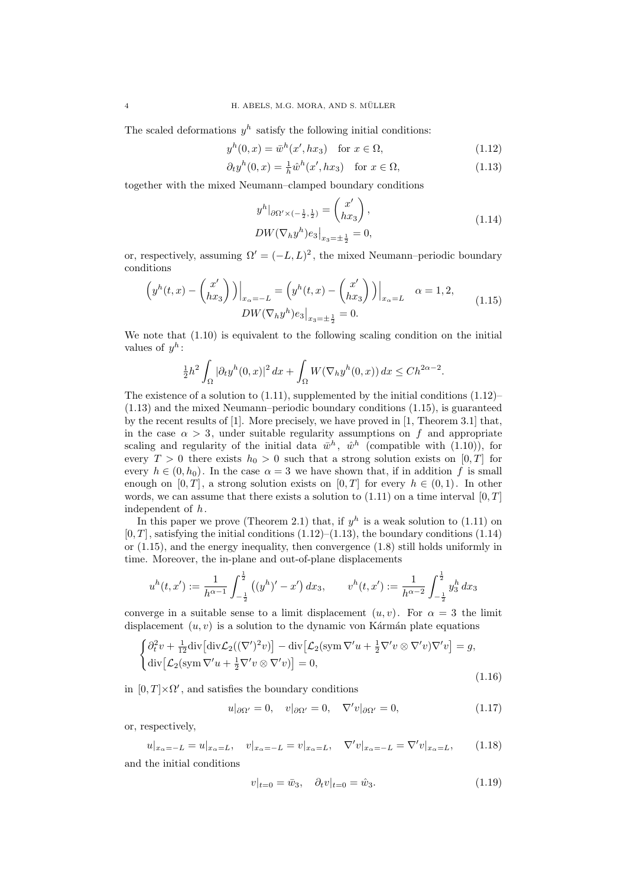The scaled deformations $y^h$ satisfy the following initial conditions:

$$y^h(0,x) = \bar{w}^h(x', hx_3) \quad \text{for } x \in \Omega, \tag{1.12}$$

$$\partial_t y^h(0,x) = \tfrac{1}{h}\hat{w}^h(x', hx_3) \quad \text{for } x \in \Omega, \tag{1.13}$$

together with the mixed Neumann–clamped boundary conditions

$$\begin{aligned} y^h|_{\partial\Omega' \times (-\frac{1}{2},\frac{1}{2})} &= \begin{pmatrix} x' \\ hx_3 \end{pmatrix}, \\ DW(\nabla_h y^h)e_3\big|_{x_3 = \pm\frac{1}{2}} &= 0, \end{aligned} \tag{1.14}$$

or, respectively, assuming $\Omega' = (-L, L)^2$, the mixed Neumann–periodic boundary conditions

$$\begin{aligned} \Big(y^h(t,x) - \begin{pmatrix} x' \\ hx_3 \end{pmatrix}\Big)\Big|_{x_\alpha = -L} &= \Big(y^h(t,x) - \begin{pmatrix} x' \\ hx_3 \end{pmatrix}\Big)\Big|_{x_\alpha = L} \quad \alpha = 1,2, \\ DW(\nabla_h y^h)e_3\big|_{x_3 = \pm\frac{1}{2}} &= 0. \end{aligned} \tag{1.15}$$

We note that (1.10) is equivalent to the following scaling condition on the initial values of $y^h$:

$$\tfrac{1}{2}h^2 \int_\Omega |\partial_t y^h(0,x)|^2\,dx + \int_\Omega W(\nabla_h y^h(0,x))\,dx \le Ch^{2\alpha-2}.$$

The existence of a solution to (1.11), supplemented by the initial conditions (1.12)–(1.13) and the mixed Neumann–periodic boundary conditions (1.15), is guaranteed by the recent results of [1]. More precisely, we have proved in [1, Theorem 3.1] that, in the case $\alpha > 3$, under suitable regularity assumptions on $f$ and appropriate scaling and regularity of the initial data $\bar{w}^h$, $\hat{w}^h$ (compatible with (1.10)), for every $T > 0$ there exists $h_0 > 0$ such that a strong solution exists on $[0,T]$ for every $h \in (0, h_0)$. In the case $\alpha = 3$ we have shown that, if in addition $f$ is small enough on $[0,T]$, a strong solution exists on $[0,T]$ for every $h \in (0,1)$. In other words, we can assume that there exists a solution to (1.11) on a time interval $[0,T]$ independent of $h$.

In this paper we prove (Theorem 2.1) that, if $y^h$ is a weak solution to (1.11) on $[0,T]$, satisfying the initial conditions (1.12)–(1.13), the boundary conditions (1.14) or (1.15), and the energy inequality, then convergence (1.8) still holds uniformly in time. Moreover, the in-plane and out-of-plane displacements

$$u^h(t,x') := \frac{1}{h^{\alpha-1}} \int_{-\frac{1}{2}}^{\frac{1}{2}} \big((y^h)' - x'\big)\,dx_3, \qquad v^h(t,x') := \frac{1}{h^{\alpha-2}} \int_{-\frac{1}{2}}^{\frac{1}{2}} y_3^h\,dx_3$$

converge in a suitable sense to a limit displacement $(u,v)$. For $\alpha = 3$ the limit displacement $(u,v)$ is a solution to the dynamic von Kármán plate equations

$$\begin{cases} \partial_t^2 v + \frac{1}{12}\mathrm{div}\big[\mathrm{div}\mathcal{L}_2((\nabla')^2 v)\big] - \mathrm{div}\big[\mathcal{L}_2(\mathrm{sym}\,\nabla' u + \frac{1}{2}\nabla' v \otimes \nabla' v)\nabla' v\big] = g, \\ \mathrm{div}\big[\mathcal{L}_2(\mathrm{sym}\,\nabla' u + \frac{1}{2}\nabla' v \otimes \nabla' v)\big] = 0, \end{cases} \tag{1.16}$$

in $[0,T] \times \Omega'$, and satisfies the boundary conditions

$$u|_{\partial\Omega'} = 0, \quad v|_{\partial\Omega'} = 0, \quad \nabla' v|_{\partial\Omega'} = 0, \tag{1.17}$$

or, respectively,

$$u|_{x_\alpha = -L} = u|_{x_\alpha = L}, \quad v|_{x_\alpha = -L} = v|_{x_\alpha = L}, \quad \nabla' v|_{x_\alpha = -L} = \nabla' v|_{x_\alpha = L}, \tag{1.18}$$

and the initial conditions

$$v|_{t=0} = \bar{w}_3, \quad \partial_t v|_{t=0} = \hat{w}_3. \tag{1.19}$$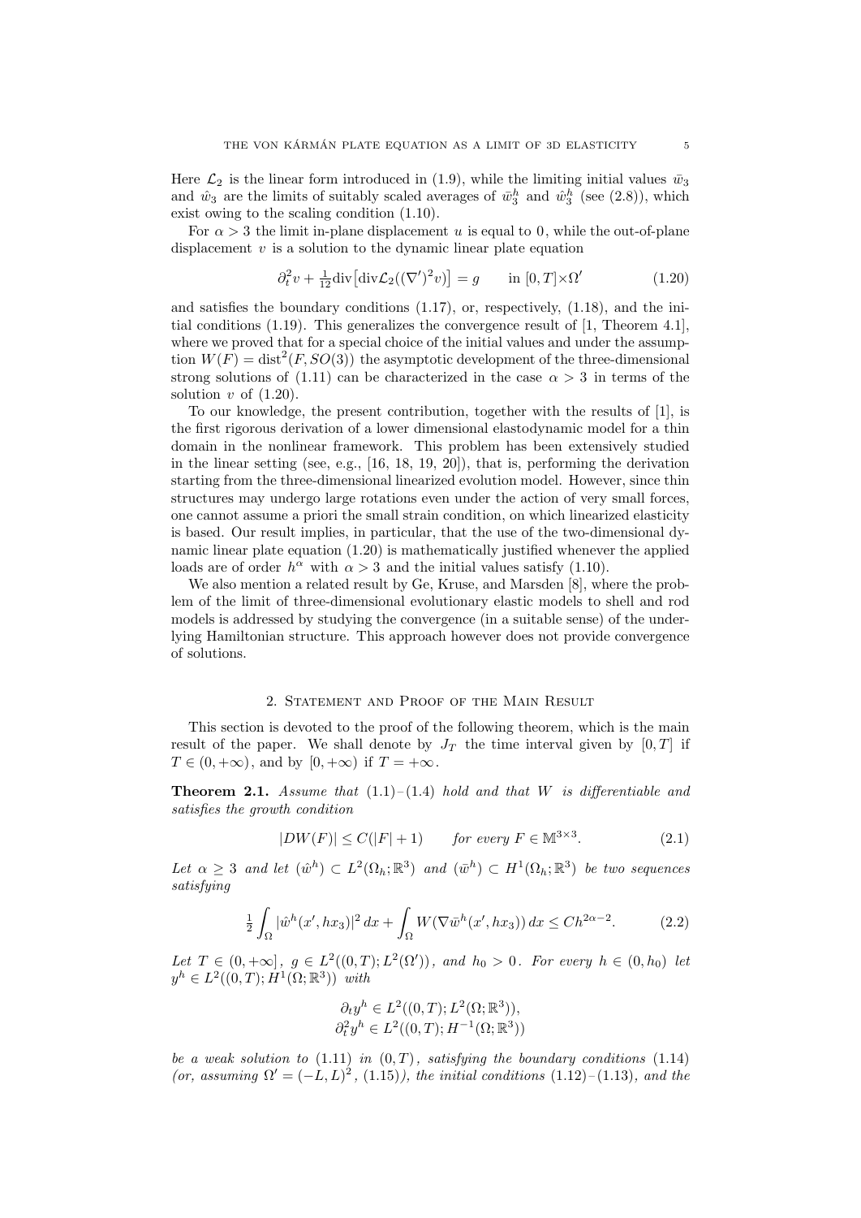Here $\mathcal{L}_2$ is the linear form introduced in (1.9), while the limiting initial values $\bar{w}_3$ and $\hat{w}_3$ are the limits of suitably scaled averages of $\bar{w}_3^h$ and $\hat{w}_3^h$ (see (2.8)), which exist owing to the scaling condition (1.10).

For $\alpha > 3$ the limit in-plane displacement $u$ is equal to 0, while the out-of-plane displacement $v$ is a solution to the dynamic linear plate equation

$$\partial_t^2 v + \tfrac{1}{12}\mathrm{div}\big[\mathrm{div}\mathcal{L}_2((\nabla')^2 v)\big] = g \qquad \text{in } [0,T]{\times}\Omega' \tag{1.20}$$

and satisfies the boundary conditions (1.17), or, respectively, (1.18), and the initial conditions (1.19). This generalizes the convergence result of [1, Theorem 4.1], where we proved that for a special choice of the initial values and under the assumption $W(F) = \mathrm{dist}^2(F, SO(3))$ the asymptotic development of the three-dimensional strong solutions of (1.11) can be characterized in the case $\alpha > 3$ in terms of the solution $v$ of (1.20).

To our knowledge, the present contribution, together with the results of [1], is the first rigorous derivation of a lower dimensional elastodynamic model for a thin domain in the nonlinear framework. This problem has been extensively studied in the linear setting (see, e.g., [16, 18, 19, 20]), that is, performing the derivation starting from the three-dimensional linearized evolution model. However, since thin structures may undergo large rotations even under the action of very small forces, one cannot assume a priori the small strain condition, on which linearized elasticity is based. Our result implies, in particular, that the use of the two-dimensional dynamic linear plate equation (1.20) is mathematically justified whenever the applied loads are of order $h^\alpha$ with $\alpha > 3$ and the initial values satisfy (1.10).

We also mention a related result by Ge, Kruse, and Marsden [8], where the problem of the limit of three-dimensional evolutionary elastic models to shell and rod models is addressed by studying the convergence (in a suitable sense) of the underlying Hamiltonian structure. This approach however does not provide convergence of solutions.

## 2. Statement and Proof of the Main Result

This section is devoted to the proof of the following theorem, which is the main result of the paper. We shall denote by $J_T$ the time interval given by $[0,T]$ if $T \in (0,+\infty)$, and by $[0,+\infty)$ if $T = +\infty$.

**Theorem 2.1.** *Assume that* (1.1)–(1.4) *hold and that* $W$ *is differentiable and satisfies the growth condition*

$$|DW(F)| \leq C(|F|+1) \qquad \text{for every } F \in \mathbb{M}^{3\times 3}. \tag{2.1}$$

*Let* $\alpha \geq 3$ *and let* $(\hat{w}^h) \subset L^2(\Omega_h;\mathbb{R}^3)$ *and* $(\bar{w}^h) \subset H^1(\Omega_h;\mathbb{R}^3)$ *be two sequences satisfying*

$$\tfrac{1}{2}\int_\Omega |\hat{w}^h(x', hx_3)|^2\,dx + \int_\Omega W(\nabla \bar{w}^h(x', hx_3))\,dx \leq Ch^{2\alpha-2}. \tag{2.2}$$

*Let* $T \in (0,+\infty]$, $g \in L^2((0,T);L^2(\Omega'))$, *and* $h_0 > 0$. *For every* $h \in (0,h_0)$ *let* $y^h \in L^2((0,T);H^1(\Omega;\mathbb{R}^3))$ *with*

$$\partial_t y^h \in L^2((0,T);L^2(\Omega;\mathbb{R}^3)),$$
$$\partial_t^2 y^h \in L^2((0,T);H^{-1}(\Omega;\mathbb{R}^3))$$

*be a weak solution to* (1.11) *in* $(0,T)$, *satisfying the boundary conditions* (1.14) *(or, assuming* $\Omega' = (-L,L)^2$, (1.15)*), the initial conditions* (1.12)–(1.13), *and the*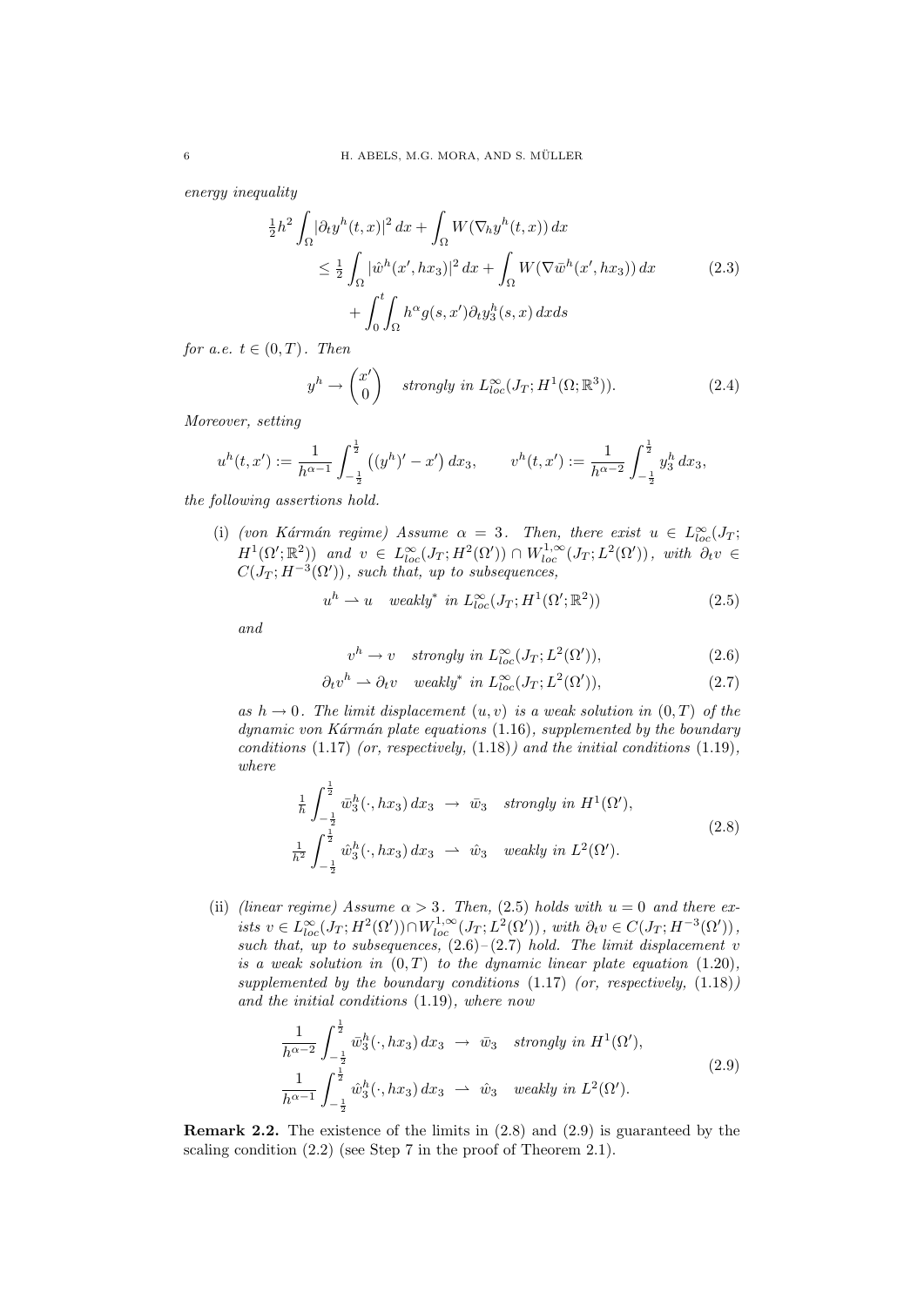*energy inequality*

$$
\begin{aligned}
\tfrac{1}{2}h^2 \int_\Omega |\partial_t y^h(t,x)|^2\,dx &+ \int_\Omega W(\nabla_h y^h(t,x))\,dx \\
&\le \tfrac{1}{2}\int_\Omega |\hat{w}^h(x', hx_3)|^2\,dx + \int_\Omega W(\nabla \bar{w}^h(x', hx_3))\,dx \qquad (2.3)\\
&\quad + \int_0^t \int_\Omega h^\alpha g(s,x')\partial_t y_3^h(s,x)\,dxds
\end{aligned}
$$

*for a.e.* $t \in (0,T)$. *Then*

$$
y^h \to \begin{pmatrix} x' \\ 0 \end{pmatrix} \quad \textit{strongly in } L^\infty_{loc}(J_T; H^1(\Omega;\mathbb{R}^3)). \tag{2.4}
$$

*Moreover, setting*

$$
u^h(t,x') := \frac{1}{h^{\alpha-1}} \int_{-\frac{1}{2}}^{\frac{1}{2}} \big((y^h)' - x'\big)\,dx_3, \qquad v^h(t,x') := \frac{1}{h^{\alpha-2}} \int_{-\frac{1}{2}}^{\frac{1}{2}} y_3^h\,dx_3,
$$

*the following assertions hold.*

(i) *(von Kármán regime) Assume* $\alpha = 3$. *Then, there exist* $u \in L^\infty_{loc}(J_T; H^1(\Omega';\mathbb{R}^2))$ *and* $v \in L^\infty_{loc}(J_T; H^2(\Omega')) \cap W^{1,\infty}_{loc}(J_T; L^2(\Omega'))$, *with* $\partial_t v \in C(J_T; H^{-3}(\Omega'))$, *such that, up to subsequences,*

$$
u^h \rightharpoonup u \quad \textit{weakly}^* \textit{ in } L^\infty_{loc}(J_T; H^1(\Omega';\mathbb{R}^2)) \tag{2.5}
$$

*and*

$$
v^h \to v \quad \textit{strongly in } L^\infty_{loc}(J_T; L^2(\Omega')), \tag{2.6}
$$

$$
\partial_t v^h \rightharpoonup \partial_t v \quad \textit{weakly}^* \textit{ in } L^\infty_{loc}(J_T; L^2(\Omega')), \tag{2.7}
$$

*as* $h \to 0$. *The limit displacement* $(u,v)$ *is a weak solution in* $(0,T)$ *of the dynamic von Kármán plate equations* (1.16), *supplemented by the boundary conditions* (1.17) *(or, respectively,* (1.18)*) and the initial conditions* (1.19), *where*

$$
\begin{aligned}
\tfrac{1}{h}\int_{-\frac{1}{2}}^{\frac{1}{2}} \bar{w}_3^h(\cdot, hx_3)\,dx_3 &\to \bar{w}_3 \quad \textit{strongly in } H^1(\Omega'), \\
\tfrac{1}{h^2}\int_{-\frac{1}{2}}^{\frac{1}{2}} \hat{w}_3^h(\cdot, hx_3)\,dx_3 &\rightharpoonup \hat{w}_3 \quad \textit{weakly in } L^2(\Omega').
\end{aligned} \tag{2.8}
$$

(ii) *(linear regime) Assume* $\alpha > 3$. *Then,* (2.5) *holds with* $u = 0$ *and there exists* $v \in L^\infty_{loc}(J_T; H^2(\Omega')) \cap W^{1,\infty}_{loc}(J_T; L^2(\Omega'))$, *with* $\partial_t v \in C(J_T; H^{-3}(\Omega'))$, *such that, up to subsequences,* (2.6)–(2.7) *hold. The limit displacement* $v$ *is a weak solution in* $(0,T)$ *to the dynamic linear plate equation* (1.20), *supplemented by the boundary conditions* (1.17) *(or, respectively,* (1.18)*) and the initial conditions* (1.19), *where now*

$$
\begin{aligned}
\frac{1}{h^{\alpha-2}}\int_{-\frac{1}{2}}^{\frac{1}{2}} \bar{w}_3^h(\cdot, hx_3)\,dx_3 &\to \bar{w}_3 \quad \textit{strongly in } H^1(\Omega'), \\
\frac{1}{h^{\alpha-1}}\int_{-\frac{1}{2}}^{\frac{1}{2}} \hat{w}_3^h(\cdot, hx_3)\,dx_3 &\rightharpoonup \hat{w}_3 \quad \textit{weakly in } L^2(\Omega').
\end{aligned} \tag{2.9}
$$

**Remark 2.2.** The existence of the limits in (2.8) and (2.9) is guaranteed by the scaling condition (2.2) (see Step 7 in the proof of Theorem 2.1).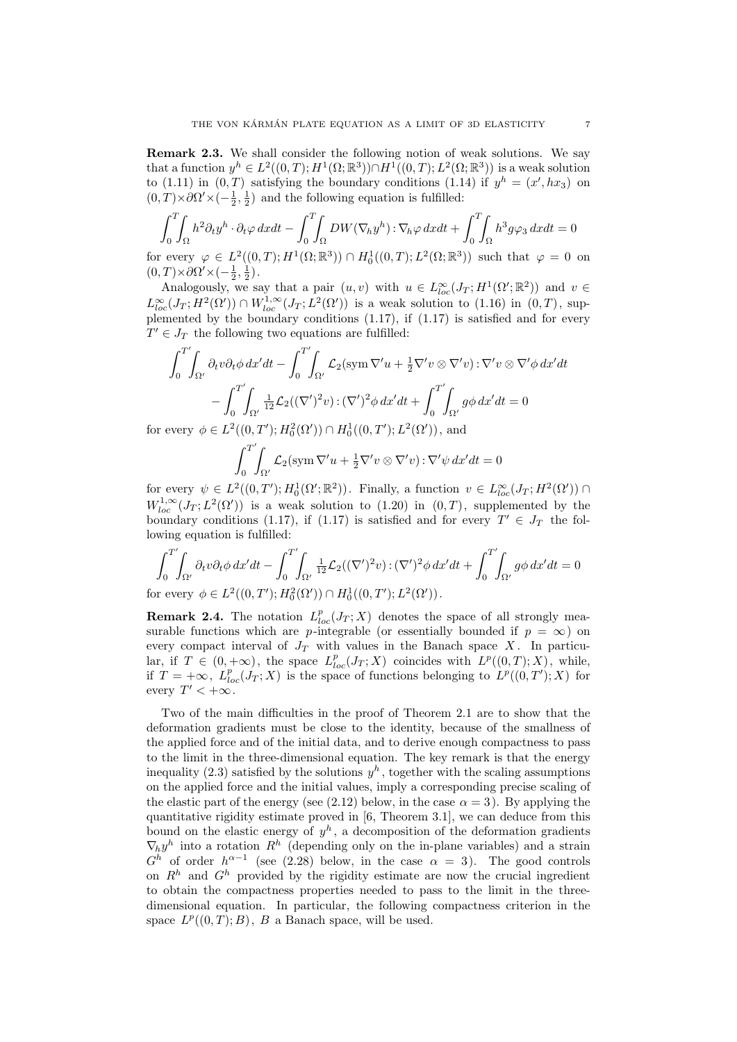**Remark 2.3.** We shall consider the following notion of weak solutions. We say that a function $y^h \in L^2((0,T); H^1(\Omega;\mathbb{R}^3)) \cap H^1((0,T); L^2(\Omega;\mathbb{R}^3))$ is a weak solution to (1.11) in $(0,T)$ satisfying the boundary conditions (1.14) if $y^h = (x', hx_3)$ on $(0,T)\times\partial\Omega'\times(-\frac{1}{2},\frac{1}{2})$ and the following equation is fulfilled:

$$\int_0^T\!\!\int_\Omega h^2 \partial_t y^h \cdot \partial_t \varphi \, dxdt - \int_0^T\!\!\int_\Omega DW(\nabla_h y^h) : \nabla_h \varphi \, dxdt + \int_0^T\!\!\int_\Omega h^3 g \varphi_3 \, dxdt = 0$$

for every $\varphi \in L^2((0,T); H^1(\Omega;\mathbb{R}^3)) \cap H^1_0((0,T); L^2(\Omega;\mathbb{R}^3))$ such that $\varphi = 0$ on $(0,T)\times\partial\Omega'\times(-\frac{1}{2},\frac{1}{2})$.

Analogously, we say that a pair $(u,v)$ with $u \in L^\infty_{loc}(J_T; H^1(\Omega';\mathbb{R}^2))$ and $v \in L^\infty_{loc}(J_T; H^2(\Omega')) \cap W^{1,\infty}_{loc}(J_T; L^2(\Omega'))$ is a weak solution to (1.16) in $(0,T)$, supplemented by the boundary conditions (1.17), if (1.17) is satisfied and for every $T' \in J_T$ the following two equations are fulfilled:

$$\begin{aligned}\int_0^{T'}\!\!\int_{\Omega'} \partial_t v \partial_t \phi \, dx'dt &- \int_0^{T'}\!\!\int_{\Omega'} \mathcal{L}_2(\operatorname{sym}\nabla' u + \tfrac{1}{2}\nabla' v \otimes \nabla' v) : \nabla' v \otimes \nabla' \phi \, dx'dt \\ &- \int_0^{T'}\!\!\int_{\Omega'} \tfrac{1}{12}\mathcal{L}_2((\nabla')^2 v) : (\nabla')^2 \phi \, dx'dt + \int_0^{T'}\!\!\int_{\Omega'} g\phi \, dx'dt = 0\end{aligned}$$

for every $\phi \in L^2((0,T'); H^2_0(\Omega')) \cap H^1_0((0,T'); L^2(\Omega'))$, and

$$\int_0^{T'}\!\!\int_{\Omega'} \mathcal{L}_2(\operatorname{sym}\nabla' u + \tfrac{1}{2}\nabla' v \otimes \nabla' v) : \nabla' \psi \, dx'dt = 0$$

for every $\psi \in L^2((0,T'); H^1_0(\Omega';\mathbb{R}^2))$. Finally, a function $v \in L^\infty_{loc}(J_T; H^2(\Omega')) \cap W^{1,\infty}_{loc}(J_T; L^2(\Omega'))$ is a weak solution to (1.20) in $(0,T)$, supplemented by the boundary conditions (1.17), if (1.17) is satisfied and for every $T' \in J_T$ the following equation is fulfilled:

$$\int_0^{T'}\!\!\int_{\Omega'} \partial_t v \partial_t \phi \, dx'dt - \int_0^{T'}\!\!\int_{\Omega'} \tfrac{1}{12}\mathcal{L}_2((\nabla')^2 v) : (\nabla')^2 \phi \, dx'dt + \int_0^{T'}\!\!\int_{\Omega'} g\phi \, dx'dt = 0$$

for every $\phi \in L^2((0,T'); H^2_0(\Omega')) \cap H^1_0((0,T'); L^2(\Omega'))$.

**Remark 2.4.** The notation $L^p_{loc}(J_T; X)$ denotes the space of all strongly measurable functions which are $p$-integrable (or essentially bounded if $p = \infty$) on every compact interval of $J_T$ with values in the Banach space $X$. In particular, if $T \in (0,+\infty)$, the space $L^p_{loc}(J_T; X)$ coincides with $L^p((0,T); X)$, while, if $T = +\infty$, $L^p_{loc}(J_T; X)$ is the space of functions belonging to $L^p((0,T'); X)$ for every $T' < +\infty$.

Two of the main difficulties in the proof of Theorem 2.1 are to show that the deformation gradients must be close to the identity, because of the smallness of the applied force and of the initial data, and to derive enough compactness to pass to the limit in the three-dimensional equation. The key remark is that the energy inequality (2.3) satisfied by the solutions $y^h$, together with the scaling assumptions on the applied force and the initial values, imply a corresponding precise scaling of the elastic part of the energy (see (2.12) below, in the case $\alpha = 3$). By applying the quantitative rigidity estimate proved in [6, Theorem 3.1], we can deduce from this bound on the elastic energy of $y^h$, a decomposition of the deformation gradients $\nabla_h y^h$ into a rotation $R^h$ (depending only on the in-plane variables) and a strain $G^h$ of order $h^{\alpha-1}$ (see (2.28) below, in the case $\alpha = 3$). The good controls on $R^h$ and $G^h$ provided by the rigidity estimate are now the crucial ingredient to obtain the compactness properties needed to pass to the limit in the three-dimensional equation. In particular, the following compactness criterion in the space $L^p((0,T); B)$, $B$ a Banach space, will be used.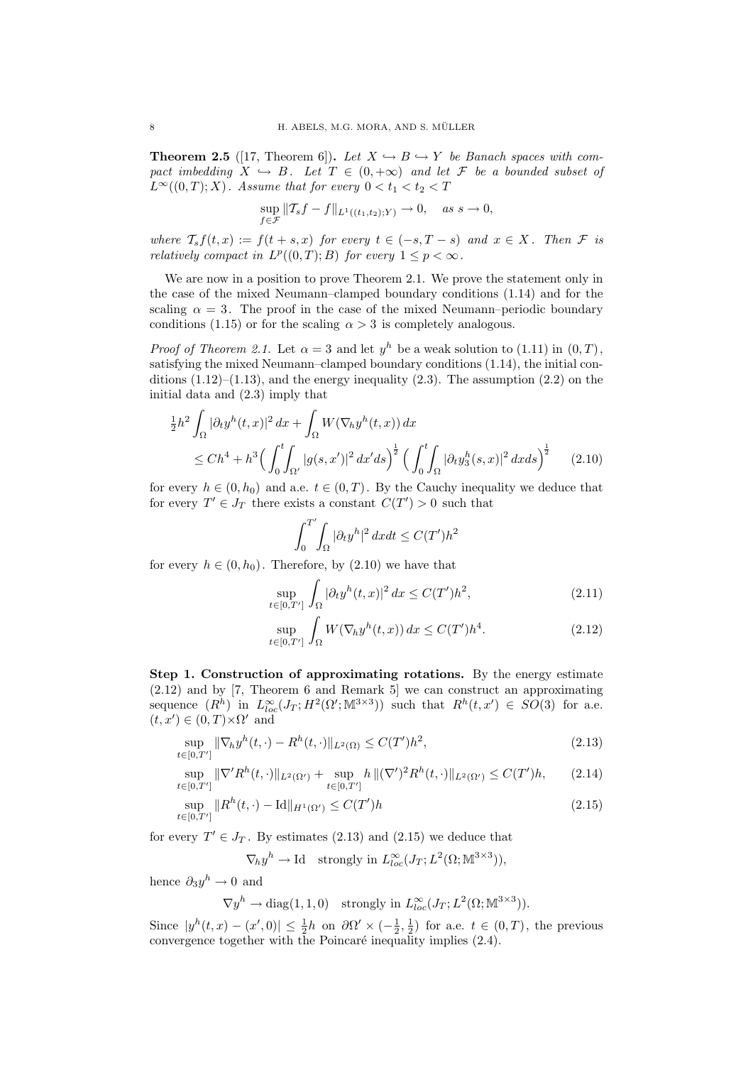**Theorem 2.5** ([17, Theorem 6]). *Let $X \hookrightarrow B \hookrightarrow Y$ be Banach spaces with compact imbedding $X \hookrightarrow B$. Let $T \in (0,+\infty)$ and let $\mathcal{F}$ be a bounded subset of $L^\infty((0,T);X)$. Assume that for every $0 < t_1 < t_2 < T$*

$$\sup_{f\in\mathcal{F}} \|\mathcal{T}_s f - f\|_{L^1((t_1,t_2);Y)} \to 0, \quad \text{as } s \to 0,$$

*where $\mathcal{T}_s f(t,x) := f(t+s,x)$ for every $t \in (-s, T-s)$ and $x \in X$. Then $\mathcal{F}$ is relatively compact in $L^p((0,T);B)$ for every $1 \le p < \infty$.*

We are now in a position to prove Theorem 2.1. We prove the statement only in the case of the mixed Neumann–clamped boundary conditions (1.14) and for the scaling $\alpha = 3$. The proof in the case of the mixed Neumann–periodic boundary conditions (1.15) or for the scaling $\alpha > 3$ is completely analogous.

*Proof of Theorem 2.1.* Let $\alpha = 3$ and let $y^h$ be a weak solution to (1.11) in $(0,T)$, satisfying the mixed Neumann–clamped boundary conditions (1.14), the initial conditions (1.12)–(1.13), and the energy inequality (2.3). The assumption (2.2) on the initial data and (2.3) imply that

$$\begin{aligned}
\tfrac{1}{2}h^2 \int_\Omega |\partial_t y^h(t,x)|^2\,dx &+ \int_\Omega W(\nabla_h y^h(t,x))\,dx \\
&\le Ch^4 + h^3 \Big( \int_0^t\!\!\int_{\Omega'} |g(s,x')|^2\,dx'ds \Big)^{\frac{1}{2}} \Big( \int_0^t\!\!\int_\Omega |\partial_t y_3^h(s,x)|^2\,dxds \Big)^{\frac{1}{2}} \qquad (2.10)
\end{aligned}$$

for every $h \in (0,h_0)$ and a.e. $t \in (0,T)$. By the Cauchy inequality we deduce that for every $T' \in J_T$ there exists a constant $C(T') > 0$ such that

$$\int_0^{T'}\!\!\int_\Omega |\partial_t y^h|^2\,dxdt \le C(T')h^2$$

for every $h \in (0,h_0)$. Therefore, by (2.10) we have that

$$\sup_{t\in[0,T']} \int_\Omega |\partial_t y^h(t,x)|^2\,dx \le C(T')h^2, \qquad (2.11)$$

$$\sup_{t\in[0,T']} \int_\Omega W(\nabla_h y^h(t,x))\,dx \le C(T')h^4. \qquad (2.12)$$

**Step 1. Construction of approximating rotations.** By the energy estimate (2.12) and by [7, Theorem 6 and Remark 5] we can construct an approximating sequence $(R^h)$ in $L^\infty_{loc}(J_T; H^2(\Omega';\mathbb{M}^{3\times 3}))$ such that $R^h(t,x') \in SO(3)$ for a.e. $(t,x') \in (0,T)\times\Omega'$ and

$$\sup_{t\in[0,T']} \|\nabla_h y^h(t,\cdot) - R^h(t,\cdot)\|_{L^2(\Omega)} \le C(T')h^2, \qquad (2.13)$$

$$\sup_{t\in[0,T']} \|\nabla' R^h(t,\cdot)\|_{L^2(\Omega')} + \sup_{t\in[0,T']} h\,\|(\nabla')^2 R^h(t,\cdot)\|_{L^2(\Omega')} \le C(T')h, \qquad (2.14)$$

$$\sup_{t\in[0,T']} \|R^h(t,\cdot) - \mathrm{Id}\|_{H^1(\Omega')} \le C(T')h \qquad (2.15)$$

for every $T' \in J_T$. By estimates (2.13) and (2.15) we deduce that

$$\nabla_h y^h \to \mathrm{Id} \quad \text{strongly in } L^\infty_{loc}(J_T; L^2(\Omega;\mathbb{M}^{3\times 3})),$$

hence $\partial_3 y^h \to 0$ and

$$\nabla y^h \to \mathrm{diag}(1,1,0) \quad \text{strongly in } L^\infty_{loc}(J_T; L^2(\Omega;\mathbb{M}^{3\times 3})).$$

Since $|y^h(t,x) - (x',0)| \le \frac{1}{2}h$ on $\partial\Omega' \times (-\frac{1}{2},\frac{1}{2})$ for a.e. $t \in (0,T)$, the previous convergence together with the Poincaré inequality implies (2.4).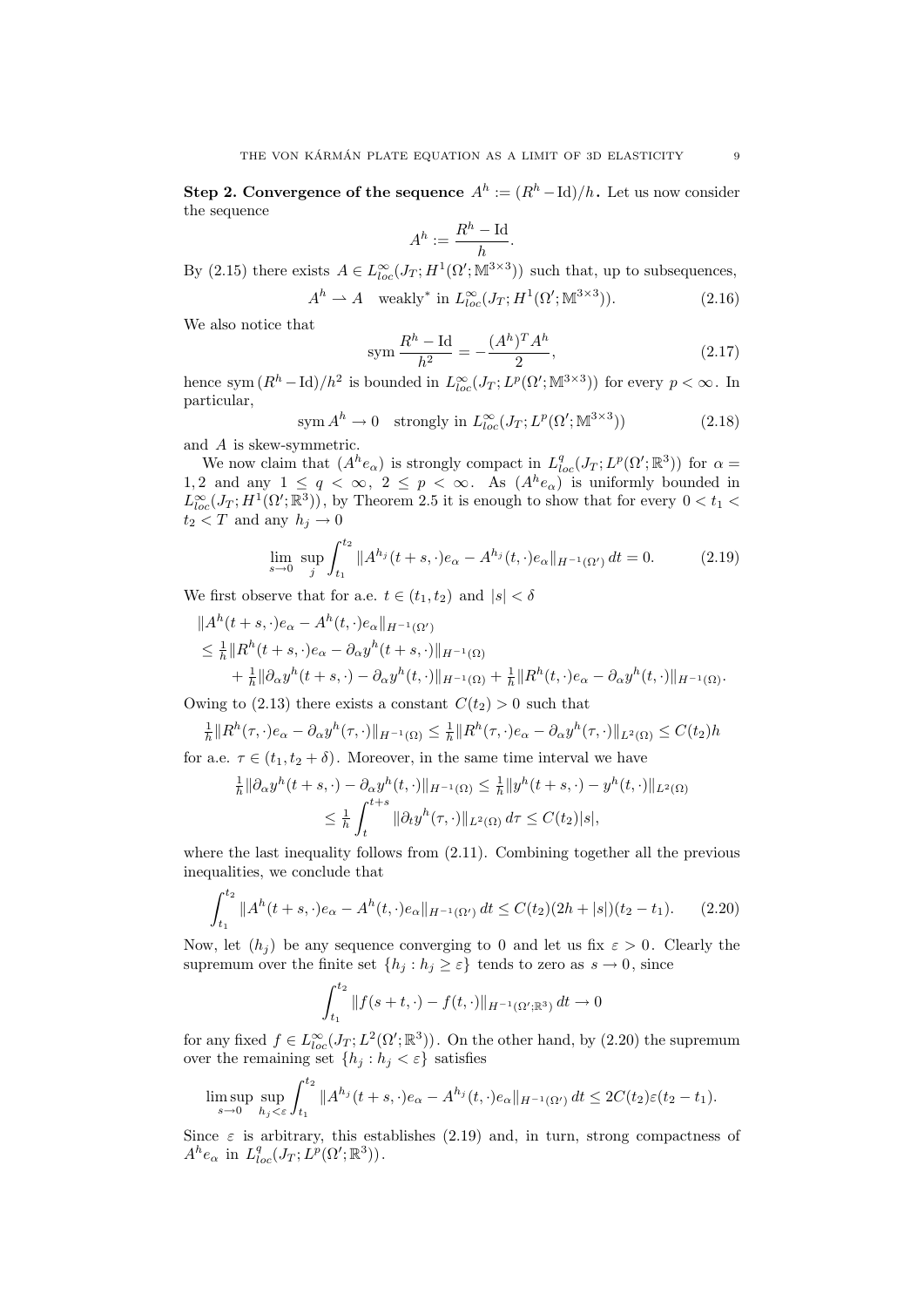**Step 2. Convergence of the sequence $A^h := (R^h - \mathrm{Id})/h$.** Let us now consider the sequence

$$A^h := \frac{R^h - \mathrm{Id}}{h}.$$

By (2.15) there exists $A \in L^\infty_{loc}(J_T; H^1(\Omega'; \mathbb{M}^{3\times 3}))$ such that, up to subsequences,

$$A^h \rightharpoonup A \quad \text{weakly}^* \text{ in } L^\infty_{loc}(J_T; H^1(\Omega'; \mathbb{M}^{3\times 3})). \tag{2.16}$$

We also notice that

$$\operatorname{sym} \frac{R^h - \mathrm{Id}}{h^2} = -\frac{(A^h)^T A^h}{2}, \tag{2.17}$$

hence $\operatorname{sym}(R^h - \mathrm{Id})/h^2$ is bounded in $L^\infty_{loc}(J_T; L^p(\Omega'; \mathbb{M}^{3\times 3}))$ for every $p < \infty$. In particular,

$$\operatorname{sym} A^h \to 0 \quad \text{strongly in } L^\infty_{loc}(J_T; L^p(\Omega'; \mathbb{M}^{3\times 3})) \tag{2.18}$$

and $A$ is skew-symmetric.

We now claim that $(A^h e_\alpha)$ is strongly compact in $L^q_{loc}(J_T; L^p(\Omega'; \mathbb{R}^3))$ for $\alpha = 1, 2$ and any $1 \le q < \infty$, $2 \le p < \infty$. As $(A^h e_\alpha)$ is uniformly bounded in $L^\infty_{loc}(J_T; H^1(\Omega'; \mathbb{R}^3))$, by Theorem 2.5 it is enough to show that for every $0 < t_1 < t_2 < T$ and any $h_j \to 0$

$$\lim_{s\to 0} \sup_j \int_{t_1}^{t_2} \|A^{h_j}(t+s,\cdot)e_\alpha - A^{h_j}(t,\cdot)e_\alpha\|_{H^{-1}(\Omega')}\, dt = 0. \tag{2.19}$$

We first observe that for a.e. $t \in (t_1, t_2)$ and $|s| < \delta$

$$\begin{aligned}
&\|A^h(t+s,\cdot)e_\alpha - A^h(t,\cdot)e_\alpha\|_{H^{-1}(\Omega')} \\
&\le \tfrac{1}{h}\|R^h(t+s,\cdot)e_\alpha - \partial_\alpha y^h(t+s,\cdot)\|_{H^{-1}(\Omega)} \\
&\qquad + \tfrac{1}{h}\|\partial_\alpha y^h(t+s,\cdot) - \partial_\alpha y^h(t,\cdot)\|_{H^{-1}(\Omega)} + \tfrac{1}{h}\|R^h(t,\cdot)e_\alpha - \partial_\alpha y^h(t,\cdot)\|_{H^{-1}(\Omega)}.
\end{aligned}$$

Owing to (2.13) there exists a constant $C(t_2) > 0$ such that

$$\tfrac{1}{h}\|R^h(\tau,\cdot)e_\alpha - \partial_\alpha y^h(\tau,\cdot)\|_{H^{-1}(\Omega)} \le \tfrac{1}{h}\|R^h(\tau,\cdot)e_\alpha - \partial_\alpha y^h(\tau,\cdot)\|_{L^2(\Omega)} \le C(t_2)h$$

for a.e. $\tau \in (t_1, t_2 + \delta)$. Moreover, in the same time interval we have

$$\begin{aligned}
\tfrac{1}{h}\|\partial_\alpha y^h(t+s,\cdot) - \partial_\alpha y^h(t,\cdot)\|_{H^{-1}(\Omega)} &\le \tfrac{1}{h}\|y^h(t+s,\cdot) - y^h(t,\cdot)\|_{L^2(\Omega)} \\
&\le \tfrac{1}{h}\int_t^{t+s} \|\partial_t y^h(\tau,\cdot)\|_{L^2(\Omega)}\, d\tau \le C(t_2)|s|,
\end{aligned}$$

where the last inequality follows from (2.11). Combining together all the previous inequalities, we conclude that

$$\int_{t_1}^{t_2} \|A^h(t+s,\cdot)e_\alpha - A^h(t,\cdot)e_\alpha\|_{H^{-1}(\Omega')}\, dt \le C(t_2)(2h + |s|)(t_2 - t_1). \tag{2.20}$$

Now, let $(h_j)$ be any sequence converging to 0 and let us fix $\varepsilon > 0$. Clearly the supremum over the finite set $\{h_j : h_j \ge \varepsilon\}$ tends to zero as $s \to 0$, since

$$\int_{t_1}^{t_2} \|f(s+t,\cdot) - f(t,\cdot)\|_{H^{-1}(\Omega';\mathbb{R}^3)}\, dt \to 0$$

for any fixed $f \in L^\infty_{loc}(J_T; L^2(\Omega'; \mathbb{R}^3))$. On the other hand, by (2.20) the supremum over the remaining set $\{h_j : h_j < \varepsilon\}$ satisfies

$$\limsup_{s\to 0} \sup_{h_j < \varepsilon} \int_{t_1}^{t_2} \|A^{h_j}(t+s,\cdot)e_\alpha - A^{h_j}(t,\cdot)e_\alpha\|_{H^{-1}(\Omega')}\, dt \le 2C(t_2)\varepsilon(t_2 - t_1).$$

Since $\varepsilon$ is arbitrary, this establishes (2.19) and, in turn, strong compactness of $A^h e_\alpha$ in $L^q_{loc}(J_T; L^p(\Omega'; \mathbb{R}^3))$.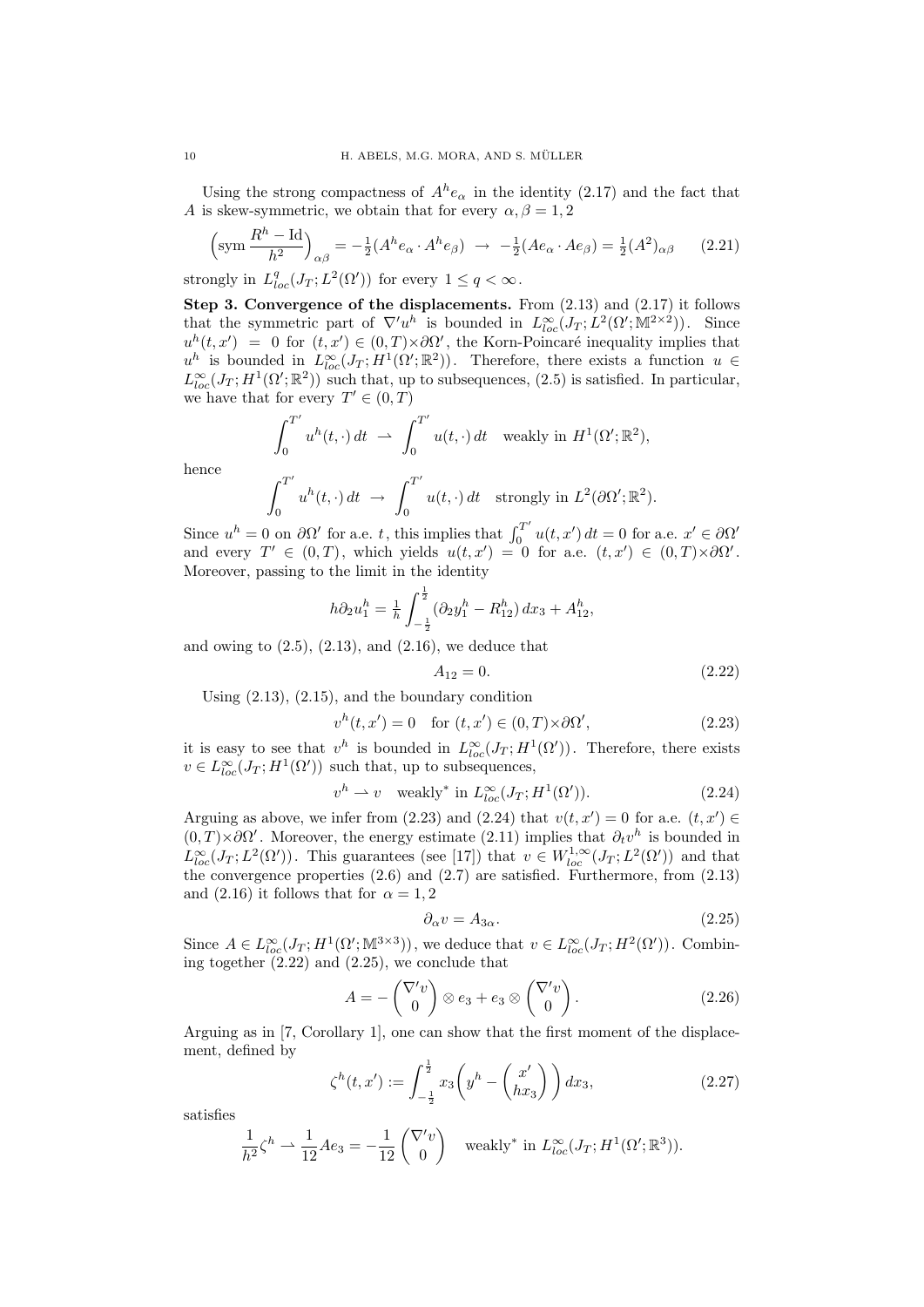Using the strong compactness of $A^h e_\alpha$ in the identity (2.17) and the fact that $A$ is skew-symmetric, we obtain that for every $\alpha, \beta = 1, 2$

$$\Big(\mathrm{sym}\,\frac{R^h - \mathrm{Id}}{h^2}\Big)_{\alpha\beta} = -\tfrac{1}{2}(A^h e_\alpha \cdot A^h e_\beta) \;\to\; -\tfrac{1}{2}(Ae_\alpha \cdot Ae_\beta) = \tfrac{1}{2}(A^2)_{\alpha\beta} \tag{2.21}$$

strongly in $L^q_{loc}(J_T; L^2(\Omega'))$ for every $1 \le q < \infty$.

**Step 3. Convergence of the displacements.** From (2.13) and (2.17) it follows that the symmetric part of $\nabla' u^h$ is bounded in $L^\infty_{loc}(J_T; L^2(\Omega'; \mathbb{M}^{2\times 2}))$. Since $u^h(t,x') = 0$ for $(t,x') \in (0,T)\times\partial\Omega'$, the Korn-Poincaré inequality implies that $u^h$ is bounded in $L^\infty_{loc}(J_T; H^1(\Omega'; \mathbb{R}^2))$. Therefore, there exists a function $u \in L^\infty_{loc}(J_T; H^1(\Omega'; \mathbb{R}^2))$ such that, up to subsequences, (2.5) is satisfied. In particular, we have that for every $T' \in (0,T)$

$$\int_0^{T'} u^h(t,\cdot)\,dt \;\rightharpoonup\; \int_0^{T'} u(t,\cdot)\,dt \quad \text{weakly in } H^1(\Omega'; \mathbb{R}^2),$$

hence

$$\int_0^{T'} u^h(t,\cdot)\,dt \;\to\; \int_0^{T'} u(t,\cdot)\,dt \quad \text{strongly in } L^2(\partial\Omega'; \mathbb{R}^2).$$

Since $u^h = 0$ on $\partial\Omega'$ for a.e. $t$, this implies that $\int_0^{T'} u(t,x')\,dt = 0$ for a.e. $x' \in \partial\Omega'$ and every $T' \in (0,T)$, which yields $u(t,x') = 0$ for a.e. $(t,x') \in (0,T)\times\partial\Omega'$. Moreover, passing to the limit in the identity

$$h\partial_2 u^h_1 = \tfrac{1}{h}\int_{-\frac{1}{2}}^{\frac{1}{2}} (\partial_2 y^h_1 - R^h_{12})\,dx_3 + A^h_{12},$$

and owing to (2.5), (2.13), and (2.16), we deduce that

$$A_{12} = 0. \tag{2.22}$$

Using (2.13), (2.15), and the boundary condition

$$v^h(t,x') = 0 \quad \text{for } (t,x') \in (0,T)\times\partial\Omega', \tag{2.23}$$

it is easy to see that $v^h$ is bounded in $L^\infty_{loc}(J_T; H^1(\Omega'))$. Therefore, there exists $v \in L^\infty_{loc}(J_T; H^1(\Omega'))$ such that, up to subsequences,

$$v^h \rightharpoonup v \quad \text{weakly}^* \text{ in } L^\infty_{loc}(J_T; H^1(\Omega')). \tag{2.24}$$

Arguing as above, we infer from (2.23) and (2.24) that $v(t,x') = 0$ for a.e. $(t,x') \in (0,T)\times\partial\Omega'$. Moreover, the energy estimate (2.11) implies that $\partial_t v^h$ is bounded in $L^\infty_{loc}(J_T; L^2(\Omega'))$. This guarantees (see [17]) that $v \in W^{1,\infty}_{loc}(J_T; L^2(\Omega'))$ and that the convergence properties (2.6) and (2.7) are satisfied. Furthermore, from (2.13) and (2.16) it follows that for $\alpha = 1, 2$

$$\partial_\alpha v = A_{3\alpha}. \tag{2.25}$$

Since $A \in L^\infty_{loc}(J_T; H^1(\Omega'; \mathbb{M}^{3\times 3}))$, we deduce that $v \in L^\infty_{loc}(J_T; H^2(\Omega'))$. Combining together (2.22) and (2.25), we conclude that

$$A = -\begin{pmatrix} \nabla' v \\ 0 \end{pmatrix} \otimes e_3 + e_3 \otimes \begin{pmatrix} \nabla' v \\ 0 \end{pmatrix}. \tag{2.26}$$

Arguing as in [7, Corollary 1], one can show that the first moment of the displacement, defined by

$$\zeta^h(t,x') := \int_{-\frac{1}{2}}^{\frac{1}{2}} x_3 \Big( y^h - \begin{pmatrix} x' \\ hx_3 \end{pmatrix} \Big)\,dx_3, \tag{2.27}$$

satisfies

$$\frac{1}{h^2}\zeta^h \rightharpoonup \frac{1}{12} A e_3 = -\frac{1}{12}\begin{pmatrix} \nabla' v \\ 0 \end{pmatrix} \quad \text{weakly}^* \text{ in } L^\infty_{loc}(J_T; H^1(\Omega'; \mathbb{R}^3)).$$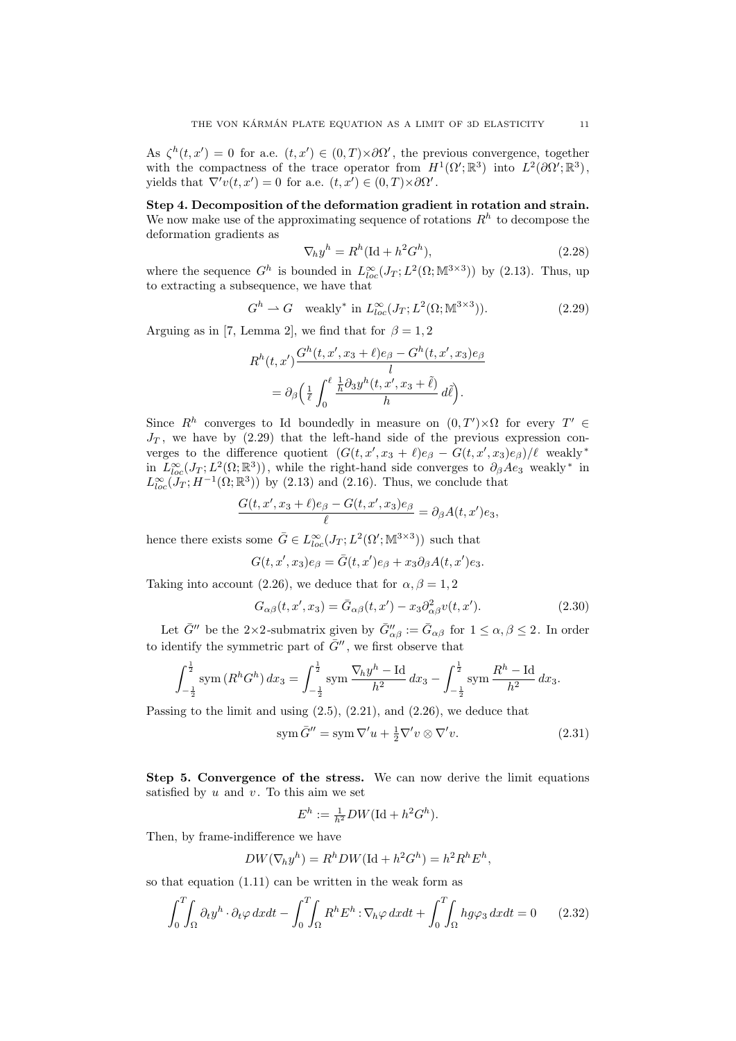As $\zeta^h(t,x') = 0$ for a.e. $(t,x') \in (0,T)\times\partial\Omega'$, the previous convergence, together with the compactness of the trace operator from $H^1(\Omega';\mathbb{R}^3)$ into $L^2(\partial\Omega';\mathbb{R}^3)$, yields that $\nabla' v(t,x') = 0$ for a.e. $(t,x') \in (0,T)\times\partial\Omega'$.

**Step 4. Decomposition of the deformation gradient in rotation and strain.** We now make use of the approximating sequence of rotations $R^h$ to decompose the deformation gradients as

$$\nabla_h y^h = R^h(\mathrm{Id} + h^2 G^h), \tag{2.28}$$

where the sequence $G^h$ is bounded in $L^\infty_{loc}(J_T; L^2(\Omega;\mathbb{M}^{3\times 3}))$ by (2.13). Thus, up to extracting a subsequence, we have that

$$G^h \rightharpoonup G \quad \text{weakly}^* \text{ in } L^\infty_{loc}(J_T; L^2(\Omega;\mathbb{M}^{3\times 3})). \tag{2.29}$$

Arguing as in [7, Lemma 2], we find that for $\beta = 1,2$

$$R^h(t,x')\frac{G^h(t,x',x_3+\ell)e_\beta - G^h(t,x',x_3)e_\beta}{l} = \partial_\beta\Big(\tfrac{1}{\ell}\int_0^\ell \frac{\tfrac{1}{h}\partial_3 y^h(t,x',x_3+\tilde{\ell})}{h}\,d\tilde{\ell}\Big).$$

Since $R^h$ converges to Id boundedly in measure on $(0,T')\times\Omega$ for every $T' \in J_T$, we have by (2.29) that the left-hand side of the previous expression converges to the difference quotient $(G(t,x',x_3+\ell)e_\beta - G(t,x',x_3)e_\beta)/\ell$ weakly$^*$ in $L^\infty_{loc}(J_T; L^2(\Omega;\mathbb{R}^3))$, while the right-hand side converges to $\partial_\beta A e_3$ weakly$^*$ in $L^\infty_{loc}(J_T; H^{-1}(\Omega;\mathbb{R}^3))$ by (2.13) and (2.16). Thus, we conclude that

$$\frac{G(t,x',x_3+\ell)e_\beta - G(t,x',x_3)e_\beta}{\ell} = \partial_\beta A(t,x')e_3,$$

hence there exists some $\bar{G} \in L^\infty_{loc}(J_T; L^2(\Omega';\mathbb{M}^{3\times 3}))$ such that

$$G(t,x',x_3)e_\beta = \bar{G}(t,x')e_\beta + x_3\partial_\beta A(t,x')e_3.$$

Taking into account (2.26), we deduce that for $\alpha,\beta = 1,2$

$$G_{\alpha\beta}(t,x',x_3) = \bar{G}_{\alpha\beta}(t,x') - x_3\partial^2_{\alpha\beta} v(t,x'). \tag{2.30}$$

Let $\bar{G}''$ be the $2{\times}2$-submatrix given by $\bar{G}''_{\alpha\beta} := \bar{G}_{\alpha\beta}$ for $1 \le \alpha,\beta \le 2$. In order to identify the symmetric part of $\bar{G}''$, we first observe that

$$\int_{-\frac12}^{\frac12} \mathrm{sym}\,(R^h G^h)\,dx_3 = \int_{-\frac12}^{\frac12} \mathrm{sym}\,\frac{\nabla_h y^h - \mathrm{Id}}{h^2}\,dx_3 - \int_{-\frac12}^{\frac12} \mathrm{sym}\,\frac{R^h - \mathrm{Id}}{h^2}\,dx_3.$$

Passing to the limit and using (2.5), (2.21), and (2.26), we deduce that

$$\mathrm{sym}\,\bar{G}'' = \mathrm{sym}\,\nabla' u + \tfrac12 \nabla' v \otimes \nabla' v. \tag{2.31}$$

**Step 5. Convergence of the stress.** We can now derive the limit equations satisfied by $u$ and $v$. To this aim we set

$$E^h := \tfrac{1}{h^2} DW(\mathrm{Id} + h^2 G^h).$$

Then, by frame-indifference we have

$$DW(\nabla_h y^h) = R^h DW(\mathrm{Id} + h^2 G^h) = h^2 R^h E^h,$$

so that equation (1.11) can be written in the weak form as

$$\int_0^T\!\!\int_\Omega \partial_t y^h \cdot \partial_t \varphi\,dxdt - \int_0^T\!\!\int_\Omega R^h E^h : \nabla_h \varphi\,dxdt + \int_0^T\!\!\int_\Omega h g \varphi_3\,dxdt = 0 \tag{2.32}$$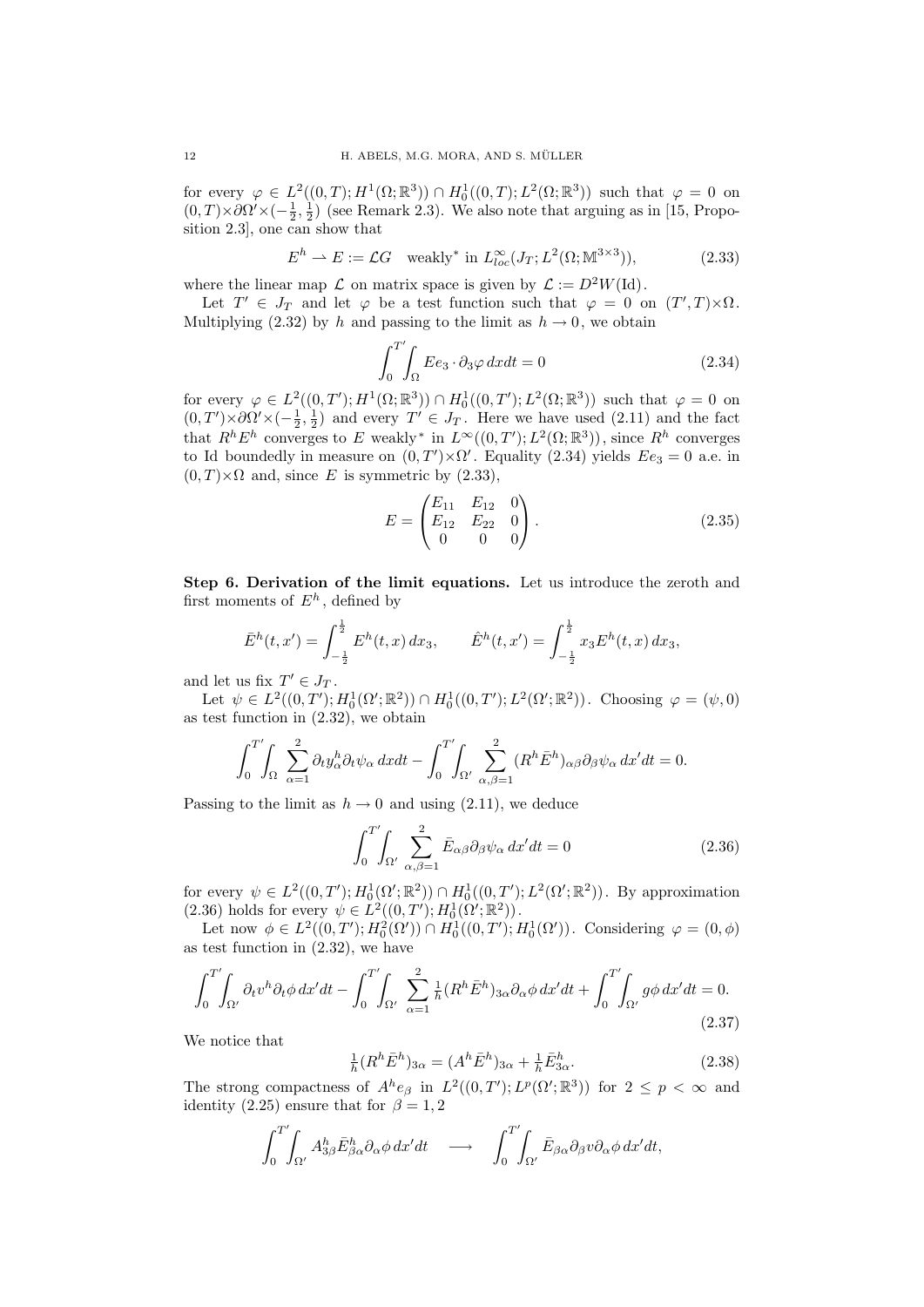for every $\varphi \in L^2((0,T); H^1(\Omega;\mathbb{R}^3)) \cap H^1_0((0,T); L^2(\Omega;\mathbb{R}^3))$ such that $\varphi = 0$ on $(0,T)\times\partial\Omega'\times(-\frac{1}{2},\frac{1}{2})$ (see Remark 2.3). We also note that arguing as in [15, Proposition 2.3], one can show that

$$E^h \rightharpoonup E := \mathcal{L}G \quad \text{weakly}^* \text{ in } L^\infty_{loc}(J_T; L^2(\Omega;\mathbb{M}^{3\times 3})), \tag{2.33}$$

where the linear map $\mathcal{L}$ on matrix space is given by $\mathcal{L} := D^2W(\mathrm{Id})$.

Let $T' \in J_T$ and let $\varphi$ be a test function such that $\varphi = 0$ on $(T',T)\times\Omega$. Multiplying (2.32) by $h$ and passing to the limit as $h \to 0$, we obtain

$$\int_0^{T'}\!\!\int_\Omega E e_3 \cdot \partial_3\varphi \, dx dt = 0 \tag{2.34}$$

for every $\varphi \in L^2((0,T'); H^1(\Omega;\mathbb{R}^3)) \cap H^1_0((0,T'); L^2(\Omega;\mathbb{R}^3))$ such that $\varphi = 0$ on $(0,T')\times\partial\Omega'\times(-\frac{1}{2},\frac{1}{2})$ and every $T' \in J_T$. Here we have used (2.11) and the fact that $R^hE^h$ converges to $E$ weakly$^*$ in $L^\infty((0,T'); L^2(\Omega;\mathbb{R}^3))$, since $R^h$ converges to Id boundedly in measure on $(0,T')\times\Omega'$. Equality (2.34) yields $Ee_3 = 0$ a.e. in $(0,T)\times\Omega$ and, since $E$ is symmetric by (2.33),

$$E = \begin{pmatrix} E_{11} & E_{12} & 0 \\ E_{12} & E_{22} & 0 \\ 0 & 0 & 0 \end{pmatrix}. \tag{2.35}$$

**Step 6. Derivation of the limit equations.** Let us introduce the zeroth and first moments of $E^h$, defined by

$$\bar{E}^h(t,x') = \int_{-\frac{1}{2}}^{\frac{1}{2}} E^h(t,x)\, dx_3, \qquad \hat{E}^h(t,x') = \int_{-\frac{1}{2}}^{\frac{1}{2}} x_3 E^h(t,x)\, dx_3,$$

and let us fix $T' \in J_T$.

Let $\psi \in L^2((0,T'); H^1_0(\Omega';\mathbb{R}^2)) \cap H^1_0((0,T'); L^2(\Omega';\mathbb{R}^2))$. Choosing $\varphi = (\psi, 0)$ as test function in (2.32), we obtain

$$\int_0^{T'}\!\!\int_\Omega \sum_{\alpha=1}^2 \partial_t y^h_\alpha \partial_t \psi_\alpha \, dx dt - \int_0^{T'}\!\!\int_{\Omega'} \sum_{\alpha,\beta=1}^2 (R^h\bar{E}^h)_{\alpha\beta}\partial_\beta\psi_\alpha \, dx' dt = 0.$$

Passing to the limit as $h \to 0$ and using (2.11), we deduce

$$\int_0^{T'}\!\!\int_{\Omega'} \sum_{\alpha,\beta=1}^2 \bar{E}_{\alpha\beta}\partial_\beta\psi_\alpha \, dx' dt = 0 \tag{2.36}$$

for every $\psi \in L^2((0,T'); H^1_0(\Omega';\mathbb{R}^2)) \cap H^1_0((0,T'); L^2(\Omega';\mathbb{R}^2))$. By approximation (2.36) holds for every $\psi \in L^2((0,T'); H^1_0(\Omega';\mathbb{R}^2))$.

Let now $\phi \in L^2((0,T'); H^2_0(\Omega')) \cap H^1_0((0,T'); H^1_0(\Omega'))$. Considering $\varphi = (0,\phi)$ as test function in (2.32), we have

$$\int_0^{T'}\!\!\int_{\Omega'} \partial_t v^h \partial_t \phi \, dx' dt - \int_0^{T'}\!\!\int_{\Omega'} \sum_{\alpha=1}^2 \tfrac{1}{h}(R^h\bar{E}^h)_{3\alpha}\partial_\alpha\phi \, dx' dt + \int_0^{T'}\!\!\int_{\Omega'} g\phi \, dx' dt = 0. \tag{2.37}$$

We notice that

$$\tfrac{1}{h}(R^h\bar{E}^h)_{3\alpha} = (A^h\bar{E}^h)_{3\alpha} + \tfrac{1}{h}\bar{E}^h_{3\alpha}. \tag{2.38}$$

The strong compactness of $A^he_\beta$ in $L^2((0,T'); L^p(\Omega';\mathbb{R}^3))$ for $2 \le p < \infty$ and identity (2.25) ensure that for $\beta = 1,2$

$$\int_0^{T'}\!\!\int_{\Omega'} A^h_{3\beta}\bar{E}^h_{\beta\alpha}\partial_\alpha\phi \, dx' dt \quad \longrightarrow \quad \int_0^{T'}\!\!\int_{\Omega'} \bar{E}_{\beta\alpha}\partial_\beta v \partial_\alpha\phi \, dx' dt,$$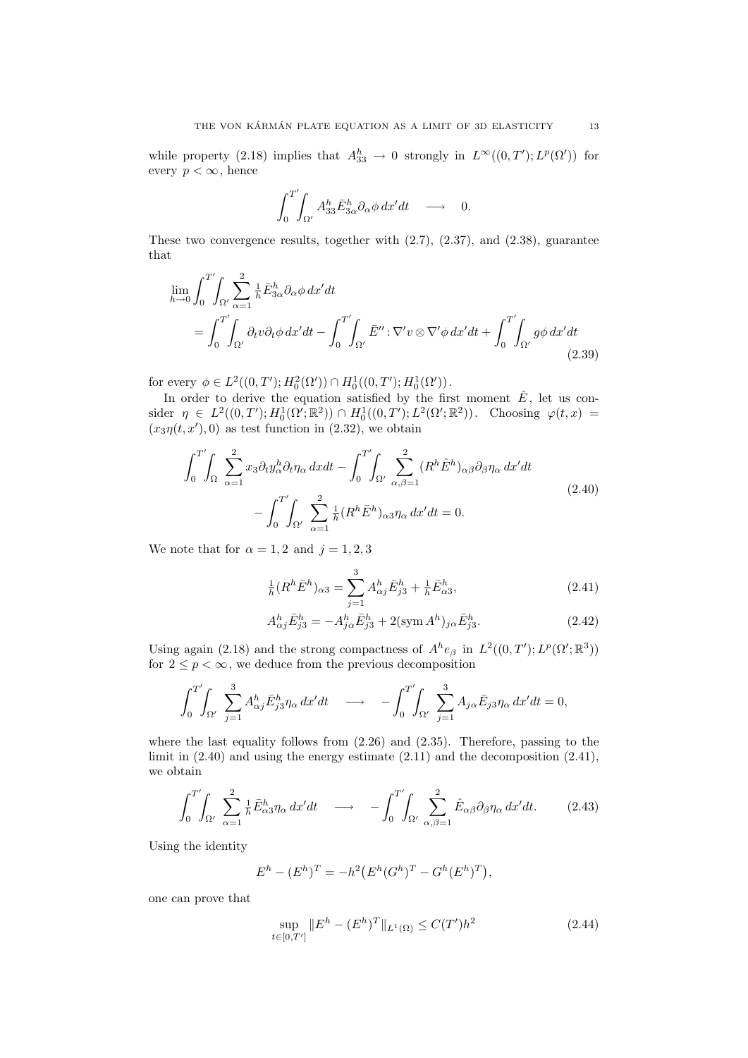while property (2.18) implies that $A^h_{33} \to 0$ strongly in $L^\infty((0,T');L^p(\Omega'))$ for every $p < \infty$, hence

$$\int_0^{T'}\!\!\int_{\Omega'} A^h_{33} \bar{E}^h_{3\alpha} \partial_\alpha \phi \, dx' dt \quad \longrightarrow \quad 0.$$

These two convergence results, together with (2.7), (2.37), and (2.38), guarantee that

$$\begin{aligned}
&\lim_{h\to 0} \int_0^{T'}\!\!\int_{\Omega'} \sum_{\alpha=1}^{2} \tfrac{1}{h} \bar{E}^h_{3\alpha} \partial_\alpha \phi \, dx' dt \\
&\quad = \int_0^{T'}\!\!\int_{\Omega'} \partial_t v \partial_t \phi \, dx' dt - \int_0^{T'}\!\!\int_{\Omega'} \bar{E}'' : \nabla' v \otimes \nabla' \phi \, dx' dt + \int_0^{T'}\!\!\int_{\Omega'} g \phi \, dx' dt
\end{aligned} \tag{2.39}$$

for every $\phi \in L^2((0,T');H^2_0(\Omega')) \cap H^1_0((0,T');H^1_0(\Omega'))$.

In order to derive the equation satisfied by the first moment $\hat{E}$, let us consider $\eta \in L^2((0,T');H^1_0(\Omega';\mathbb{R}^2)) \cap H^1_0((0,T');L^2(\Omega';\mathbb{R}^2))$. Choosing $\varphi(t,x) = (x_3 \eta(t,x'), 0)$ as test function in (2.32), we obtain

$$\begin{aligned}
\int_0^{T'}\!\!\int_{\Omega} \sum_{\alpha=1}^{2} x_3 \partial_t y^h_\alpha \partial_t \eta_\alpha \, dx dt &- \int_0^{T'}\!\!\int_{\Omega'} \sum_{\alpha,\beta=1}^{2} (R^h \hat{E}^h)_{\alpha\beta} \partial_\beta \eta_\alpha \, dx' dt \\
&- \int_0^{T'}\!\!\int_{\Omega'} \sum_{\alpha=1}^{2} \tfrac{1}{h} (R^h \bar{E}^h)_{\alpha 3} \eta_\alpha \, dx' dt = 0.
\end{aligned} \tag{2.40}$$

We note that for $\alpha = 1,2$ and $j = 1,2,3$

$$\tfrac{1}{h} (R^h \bar{E}^h)_{\alpha 3} = \sum_{j=1}^{3} A^h_{\alpha j} \bar{E}^h_{j3} + \tfrac{1}{h} \bar{E}^h_{\alpha 3}, \tag{2.41}$$

$$A^h_{\alpha j} \bar{E}^h_{j3} = -A^h_{j\alpha} \bar{E}^h_{j3} + 2(\operatorname{sym} A^h)_{j\alpha} \bar{E}^h_{j3}. \tag{2.42}$$

Using again (2.18) and the strong compactness of $A^h e_\beta$ in $L^2((0,T');L^p(\Omega';\mathbb{R}^3))$ for $2 \le p < \infty$, we deduce from the previous decomposition

$$\int_0^{T'}\!\!\int_{\Omega'} \sum_{j=1}^{3} A^h_{\alpha j} \bar{E}^h_{j3} \eta_\alpha \, dx' dt \quad \longrightarrow \quad -\int_0^{T'}\!\!\int_{\Omega'} \sum_{j=1}^{3} A_{j\alpha} \bar{E}_{j3} \eta_\alpha \, dx' dt = 0,$$

where the last equality follows from (2.26) and (2.35). Therefore, passing to the limit in (2.40) and using the energy estimate (2.11) and the decomposition (2.41), we obtain

$$\int_0^{T'}\!\!\int_{\Omega'} \sum_{\alpha=1}^{2} \tfrac{1}{h} \bar{E}^h_{\alpha 3} \eta_\alpha \, dx' dt \quad \longrightarrow \quad -\int_0^{T'}\!\!\int_{\Omega'} \sum_{\alpha,\beta=1}^{2} \hat{E}_{\alpha\beta} \partial_\beta \eta_\alpha \, dx' dt. \tag{2.43}$$

Using the identity

$$E^h - (E^h)^T = -h^2 \big( E^h (G^h)^T - G^h (E^h)^T \big),$$

one can prove that

$$\sup_{t \in [0,T']} \| E^h - (E^h)^T \|_{L^1(\Omega)} \le C(T') h^2 \tag{2.44}$$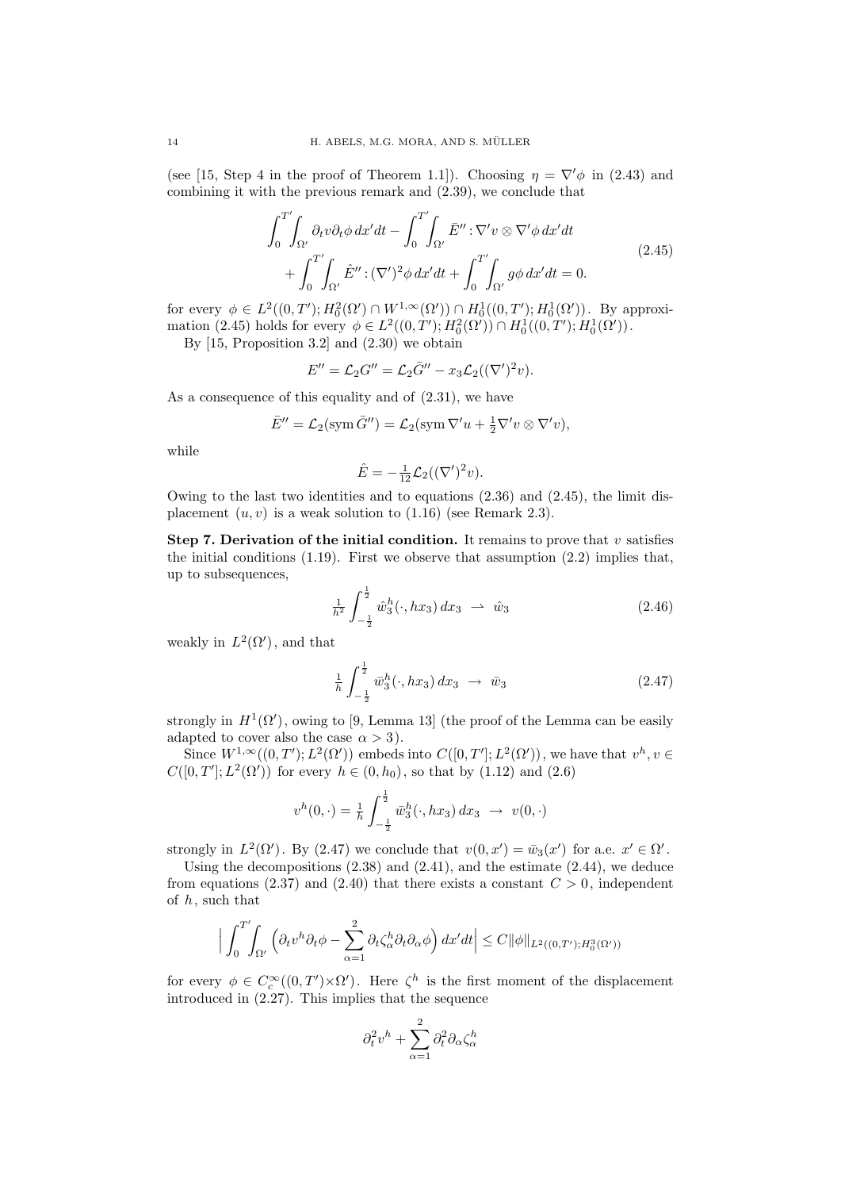(see [15, Step 4 in the proof of Theorem 1.1]). Choosing $\eta = \nabla'\phi$ in (2.43) and combining it with the previous remark and (2.39), we conclude that

$$
\begin{aligned}
\int_0^{T'}\!\!\int_{\Omega'} \partial_t v \partial_t \phi \, dx'dt - \int_0^{T'}\!\!\int_{\Omega'} \bar{E}'' : \nabla' v \otimes \nabla' \phi \, dx'dt \\
+ \int_0^{T'}\!\!\int_{\Omega'} \hat{E}'' : (\nabla')^2 \phi \, dx'dt + \int_0^{T'}\!\!\int_{\Omega'} g\phi \, dx'dt = 0.
\end{aligned}
\tag{2.45}
$$

for every $\phi \in L^2((0,T'); H_0^2(\Omega') \cap W^{1,\infty}(\Omega')) \cap H_0^1((0,T'); H_0^1(\Omega'))$. By approximation (2.45) holds for every $\phi \in L^2((0,T'); H_0^2(\Omega')) \cap H_0^1((0,T'); H_0^1(\Omega'))$.

By [15, Proposition 3.2] and (2.30) we obtain

$$
E'' = \mathcal{L}_2 G'' = \mathcal{L}_2 \bar{G}'' - x_3 \mathcal{L}_2((\nabla')^2 v).
$$

As a consequence of this equality and of (2.31), we have

$$
\bar{E}'' = \mathcal{L}_2(\operatorname{sym} \bar{G}'') = \mathcal{L}_2(\operatorname{sym} \nabla' u + \tfrac{1}{2} \nabla' v \otimes \nabla' v),
$$

while

$$
\hat{E} = -\tfrac{1}{12} \mathcal{L}_2((\nabla')^2 v).
$$

Owing to the last two identities and to equations (2.36) and (2.45), the limit displacement $(u, v)$ is a weak solution to (1.16) (see Remark 2.3).

**Step 7. Derivation of the initial condition.** It remains to prove that $v$ satisfies the initial conditions (1.19). First we observe that assumption (2.2) implies that, up to subsequences,

$$
\tfrac{1}{h^2} \int_{-\frac{1}{2}}^{\frac{1}{2}} \hat{w}_3^h(\cdot, hx_3) \, dx_3 \ \rightharpoonup \ \hat{w}_3 \tag{2.46}
$$

weakly in $L^2(\Omega')$, and that

$$
\tfrac{1}{h} \int_{-\frac{1}{2}}^{\frac{1}{2}} \bar{w}_3^h(\cdot, hx_3) \, dx_3 \ \to \ \bar{w}_3 \tag{2.47}
$$

strongly in $H^1(\Omega')$, owing to [9, Lemma 13] (the proof of the Lemma can be easily adapted to cover also the case $\alpha > 3$).

Since $W^{1,\infty}((0,T'); L^2(\Omega'))$ embeds into $C([0,T']; L^2(\Omega'))$, we have that $v^h, v \in C([0,T']; L^2(\Omega'))$ for every $h \in (0, h_0)$, so that by (1.12) and (2.6)

$$
v^h(0, \cdot) = \tfrac{1}{h} \int_{-\frac{1}{2}}^{\frac{1}{2}} \bar{w}_3^h(\cdot, hx_3) \, dx_3 \ \to \ v(0, \cdot)
$$

strongly in $L^2(\Omega')$. By (2.47) we conclude that $v(0, x') = \bar{w}_3(x')$ for a.e. $x' \in \Omega'$.

Using the decompositions (2.38) and (2.41), and the estimate (2.44), we deduce from equations (2.37) and (2.40) that there exists a constant $C > 0$, independent of $h$, such that

$$
\Big| \int_0^{T'}\!\!\int_{\Omega'} \Big( \partial_t v^h \partial_t \phi - \sum_{\alpha=1}^{2} \partial_t \zeta_\alpha^h \partial_t \partial_\alpha \phi \Big) \, dx'dt \Big| \le C \|\phi\|_{L^2((0,T'); H_0^3(\Omega'))}
$$

for every $\phi \in C_c^\infty((0,T') \times \Omega')$. Here $\zeta^h$ is the first moment of the displacement introduced in (2.27). This implies that the sequence

$$
\partial_t^2 v^h + \sum_{\alpha=1}^{2} \partial_t^2 \partial_\alpha \zeta_\alpha^h
$$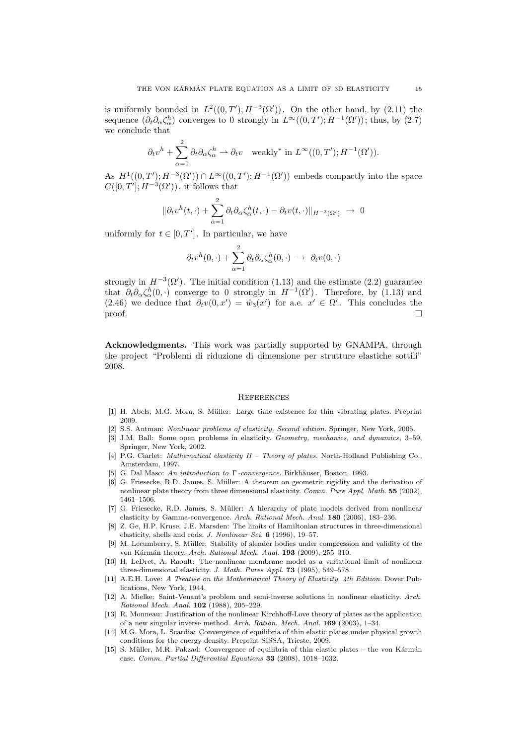is uniformly bounded in $L^2((0,T');H^{-3}(\Omega'))$. On the other hand, by (2.11) the sequence $(\partial_t \partial_\alpha \zeta^h_\alpha)$ converges to 0 strongly in $L^\infty((0,T');H^{-1}(\Omega'))$; thus, by (2.7) we conclude that

$$\partial_t v^h + \sum_{\alpha=1}^{2} \partial_t \partial_\alpha \zeta^h_\alpha \rightharpoonup \partial_t v \quad \text{weakly}^* \text{ in } L^\infty((0,T');H^{-1}(\Omega')).$$

As $H^1((0,T');H^{-3}(\Omega')) \cap L^\infty((0,T');H^{-1}(\Omega'))$ embeds compactly into the space $C([0,T'];H^{-3}(\Omega'))$, it follows that

$$\|\partial_t v^h(t,\cdot) + \sum_{\alpha=1}^{2} \partial_t \partial_\alpha \zeta^h_\alpha(t,\cdot) - \partial_t v(t,\cdot)\|_{H^{-3}(\Omega')} \;\to\; 0$$

uniformly for $t \in [0,T']$. In particular, we have

$$\partial_t v^h(0,\cdot) + \sum_{\alpha=1}^{2} \partial_t \partial_\alpha \zeta^h_\alpha(0,\cdot) \;\to\; \partial_t v(0,\cdot)$$

strongly in $H^{-3}(\Omega')$. The initial condition (1.13) and the estimate (2.2) guarantee that $\partial_t \partial_\alpha \zeta^h_\alpha(0,\cdot)$ converge to 0 strongly in $H^{-1}(\Omega')$. Therefore, by (1.13) and (2.46) we deduce that $\partial_t v(0,x') = \hat{w}_3(x')$ for a.e. $x' \in \Omega'$. This concludes the proof. $\square$

**Acknowledgments.** This work was partially supported by GNAMPA, through the project "Problemi di riduzione di dimensione per strutture elastiche sottili" 2008.

## References

[1] H. Abels, M.G. Mora, S. Müller: Large time existence for thin vibrating plates. Preprint 2009.

[2] S.S. Antman: *Nonlinear problems of elasticity. Second edition.* Springer, New York, 2005.

[3] J.M. Ball: Some open problems in elasticity. *Geometry, mechanics, and dynamics*, 3–59, Springer, New York, 2002.

[4] P.G. Ciarlet: *Mathematical elasticity II – Theory of plates.* North-Holland Publishing Co., Amsterdam, 1997.

[5] G. Dal Maso: *An introduction to* $\Gamma$*-convergence.* Birkhäuser, Boston, 1993.

[6] G. Friesecke, R.D. James, S. Müller: A theorem on geometric rigidity and the derivation of nonlinear plate theory from three dimensional elasticity. *Comm. Pure Appl. Math.* **55** (2002), 1461–1506.

[7] G. Friesecke, R.D. James, S. Müller: A hierarchy of plate models derived from nonlinear elasticity by Gamma-convergence. *Arch. Rational Mech. Anal.* **180** (2006), 183–236.

[8] Z. Ge, H.P. Kruse, J.E. Marsden: The limits of Hamiltonian structures in three-dimensional elasticity, shells and rods. *J. Nonlinear Sci.* **6** (1996), 19–57.

[9] M. Lecumberry, S. Müller: Stability of slender bodies under compression and validity of the von Kármán theory. *Arch. Rational Mech. Anal.* **193** (2009), 255–310.

[10] H. LeDret, A. Raoult: The nonlinear membrane model as a variational limit of nonlinear three-dimensional elasticity. *J. Math. Pures Appl.* **73** (1995), 549–578.

[11] A.E.H. Love: *A Treatise on the Mathematical Theory of Elasticity, 4th Edition.* Dover Publications, New York, 1944.

[12] A. Mielke: Saint-Venant's problem and semi-inverse solutions in nonlinear elasticity. *Arch. Rational Mech. Anal.* **102** (1988), 205–229.

[13] R. Monneau: Justification of the nonlinear Kirchhoff-Love theory of plates as the application of a new singular inverse method. *Arch. Ration. Mech. Anal.* **169** (2003), 1–34.

[14] M.G. Mora, L. Scardia: Convergence of equilibria of thin elastic plates under physical growth conditions for the energy density. Preprint SISSA, Trieste, 2009.

[15] S. Müller, M.R. Pakzad: Convergence of equilibria of thin elastic plates – the von Kármán case. *Comm. Partial Differential Equations* **33** (2008), 1018–1032.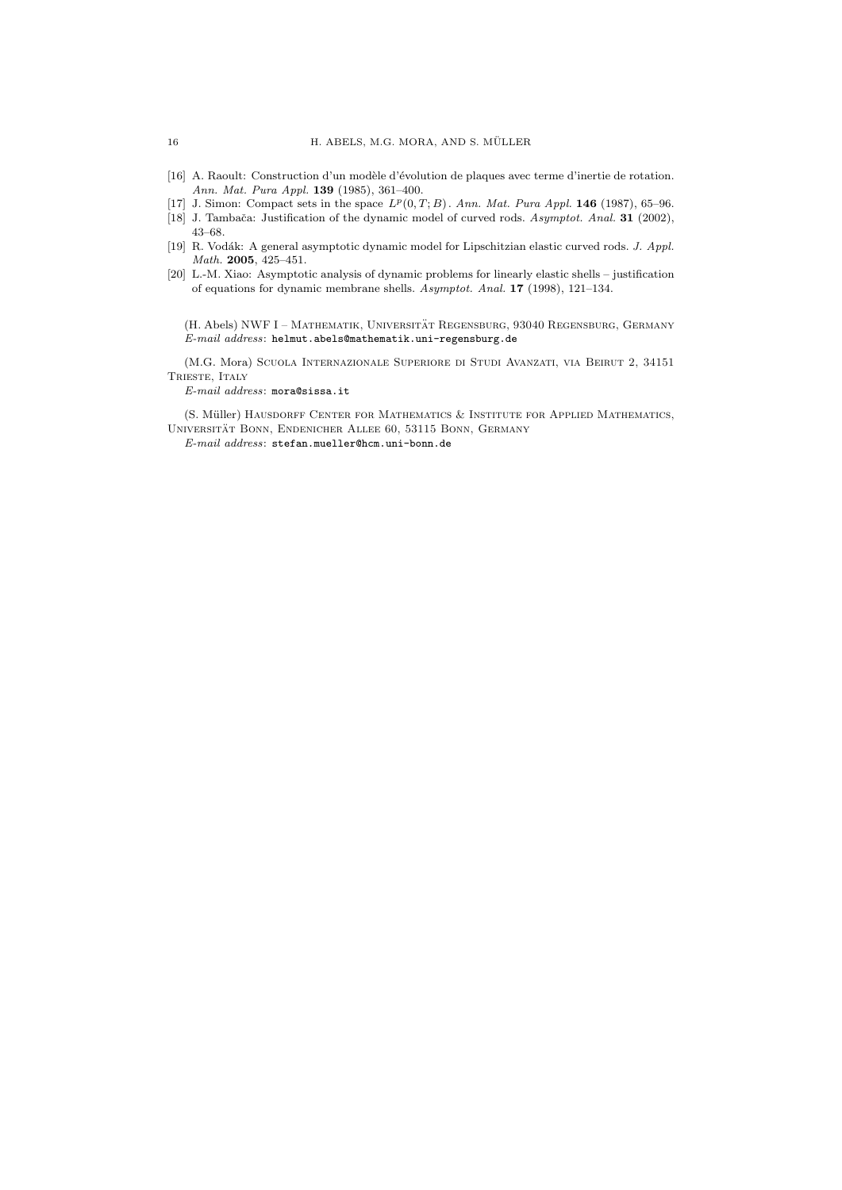[16] A. Raoult: Construction d'un modèle d'évolution de plaques avec terme d'inertie de rotation. *Ann. Mat. Pura Appl.* **139** (1985), 361–400.

[17] J. Simon: Compact sets in the space $L^p(0,T;B)$. *Ann. Mat. Pura Appl.* **146** (1987), 65–96.

[18] J. Tambača: Justification of the dynamic model of curved rods. *Asymptot. Anal.* **31** (2002), 43–68.

[19] R. Vodák: A general asymptotic dynamic model for Lipschitzian elastic curved rods. *J. Appl. Math.* **2005**, 425–451.

[20] L.-M. Xiao: Asymptotic analysis of dynamic problems for linearly elastic shells – justification of equations for dynamic membrane shells. *Asymptot. Anal.* **17** (1998), 121–134.

(H. Abels) NWF I – Mathematik, Universität Regensburg, 93040 Regensburg, Germany
*E-mail address*: helmut.abels@mathematik.uni-regensburg.de

(M.G. Mora) Scuola Internazionale Superiore di Studi Avanzati, via Beirut 2, 34151 Trieste, Italy
*E-mail address*: mora@sissa.it

(S. Müller) Hausdorff Center for Mathematics & Institute for Applied Mathematics, Universität Bonn, Endenicher Allee 60, 53115 Bonn, Germany
*E-mail address*: stefan.mueller@hcm.uni-bonn.de